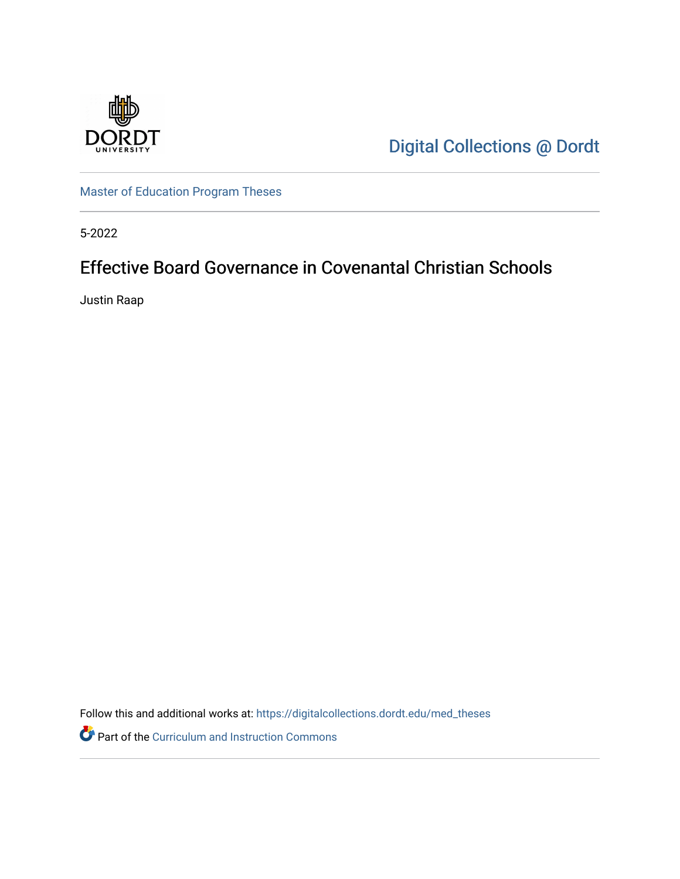Digital Collections @ Dordt

Master of Education Program Theses

5-2022

# Effective Board Governance in Covenantal Christian Schools

Justin Raap

Follow this and additional works at: https://digitalcollections.dordt.edu/med_theses

Part of the Curriculum and Instruction Commons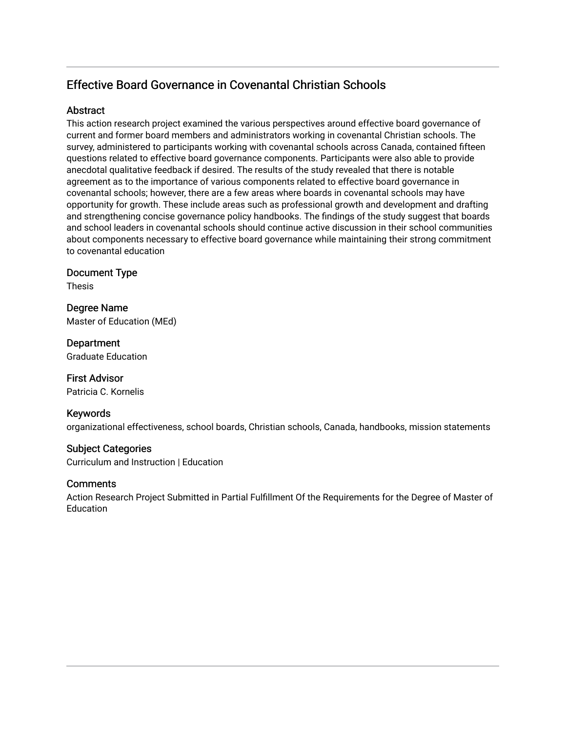# Effective Board Governance in Covenantal Christian Schools

## Abstract

This action research project examined the various perspectives around effective board governance of current and former board members and administrators working in covenantal Christian schools. The survey, administered to participants working with covenantal schools across Canada, contained fifteen questions related to effective board governance components. Participants were also able to provide anecdotal qualitative feedback if desired. The results of the study revealed that there is notable agreement as to the importance of various components related to effective board governance in covenantal schools; however, there are a few areas where boards in covenantal schools may have opportunity for growth. These include areas such as professional growth and development and drafting and strengthening concise governance policy handbooks. The findings of the study suggest that boards and school leaders in covenantal schools should continue active discussion in their school communities about components necessary to effective board governance while maintaining their strong commitment to covenantal education

## Document Type

Thesis

## Degree Name

Master of Education (MEd)

## Department

Graduate Education

## First Advisor

Patricia C. Kornelis

## Keywords

organizational effectiveness, school boards, Christian schools, Canada, handbooks, mission statements

## Subject Categories

Curriculum and Instruction | Education

## Comments

Action Research Project Submitted in Partial Fulfillment Of the Requirements for the Degree of Master of Education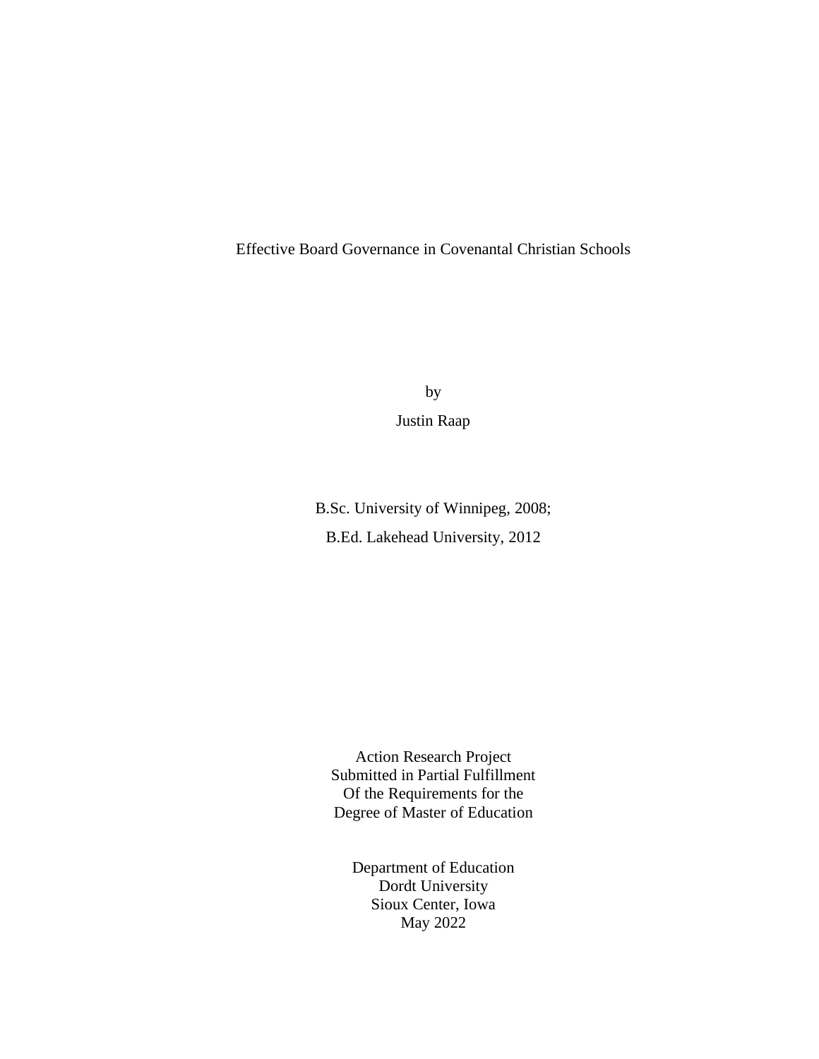# Effective Board Governance in Covenantal Christian Schools

by

Justin Raap

B.Sc. University of Winnipeg, 2008;

B.Ed. Lakehead University, 2012

Action Research Project
Submitted in Partial Fulfillment
Of the Requirements for the
Degree of Master of Education

Department of Education
Dordt University
Sioux Center, Iowa
May 2022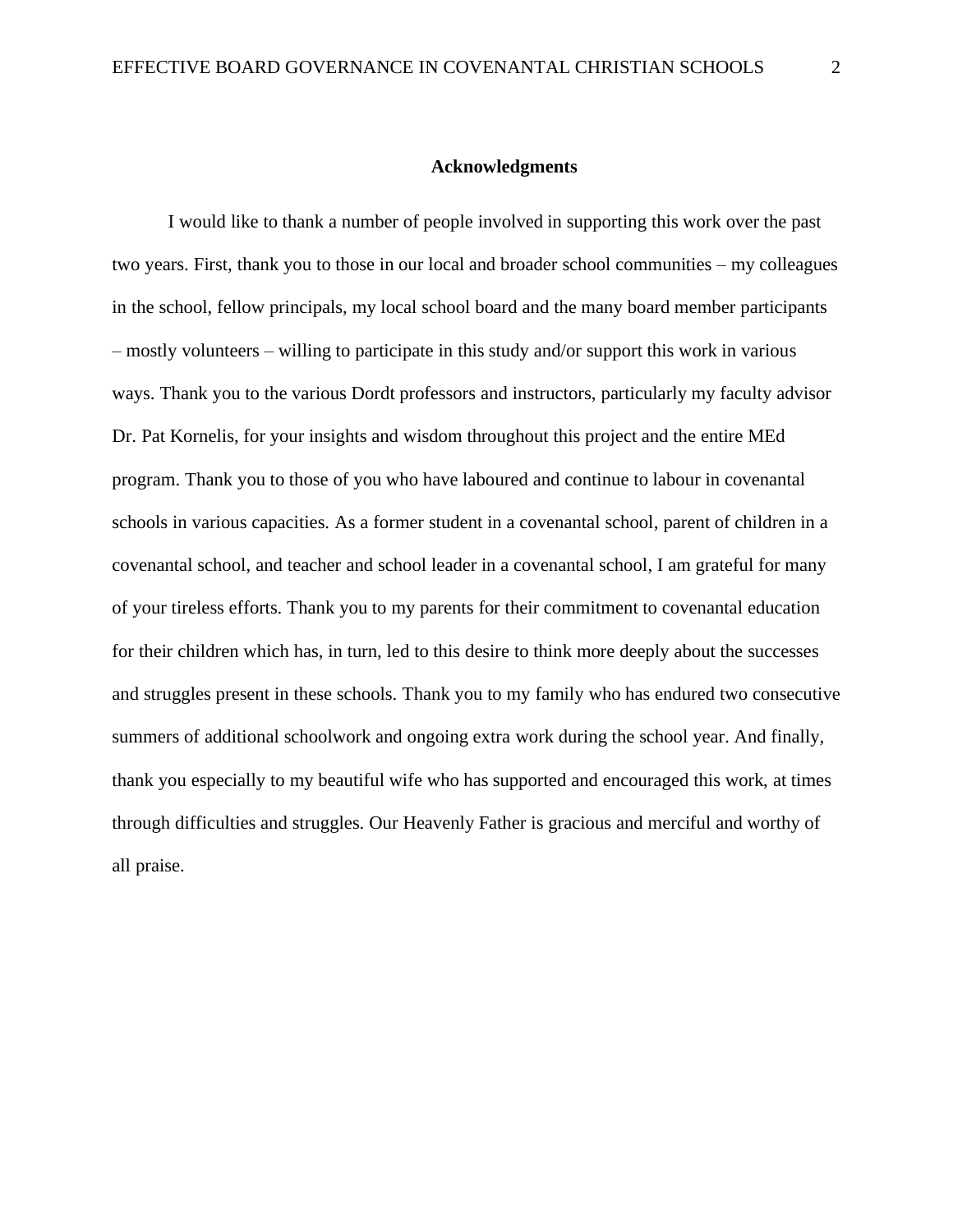# Acknowledgments

I would like to thank a number of people involved in supporting this work over the past two years. First, thank you to those in our local and broader school communities – my colleagues in the school, fellow principals, my local school board and the many board member participants – mostly volunteers – willing to participate in this study and/or support this work in various ways. Thank you to the various Dordt professors and instructors, particularly my faculty advisor Dr. Pat Kornelis, for your insights and wisdom throughout this project and the entire MEd program. Thank you to those of you who have laboured and continue to labour in covenantal schools in various capacities. As a former student in a covenantal school, parent of children in a covenantal school, and teacher and school leader in a covenantal school, I am grateful for many of your tireless efforts. Thank you to my parents for their commitment to covenantal education for their children which has, in turn, led to this desire to think more deeply about the successes and struggles present in these schools. Thank you to my family who has endured two consecutive summers of additional schoolwork and ongoing extra work during the school year. And finally, thank you especially to my beautiful wife who has supported and encouraged this work, at times through difficulties and struggles. Our Heavenly Father is gracious and merciful and worthy of all praise.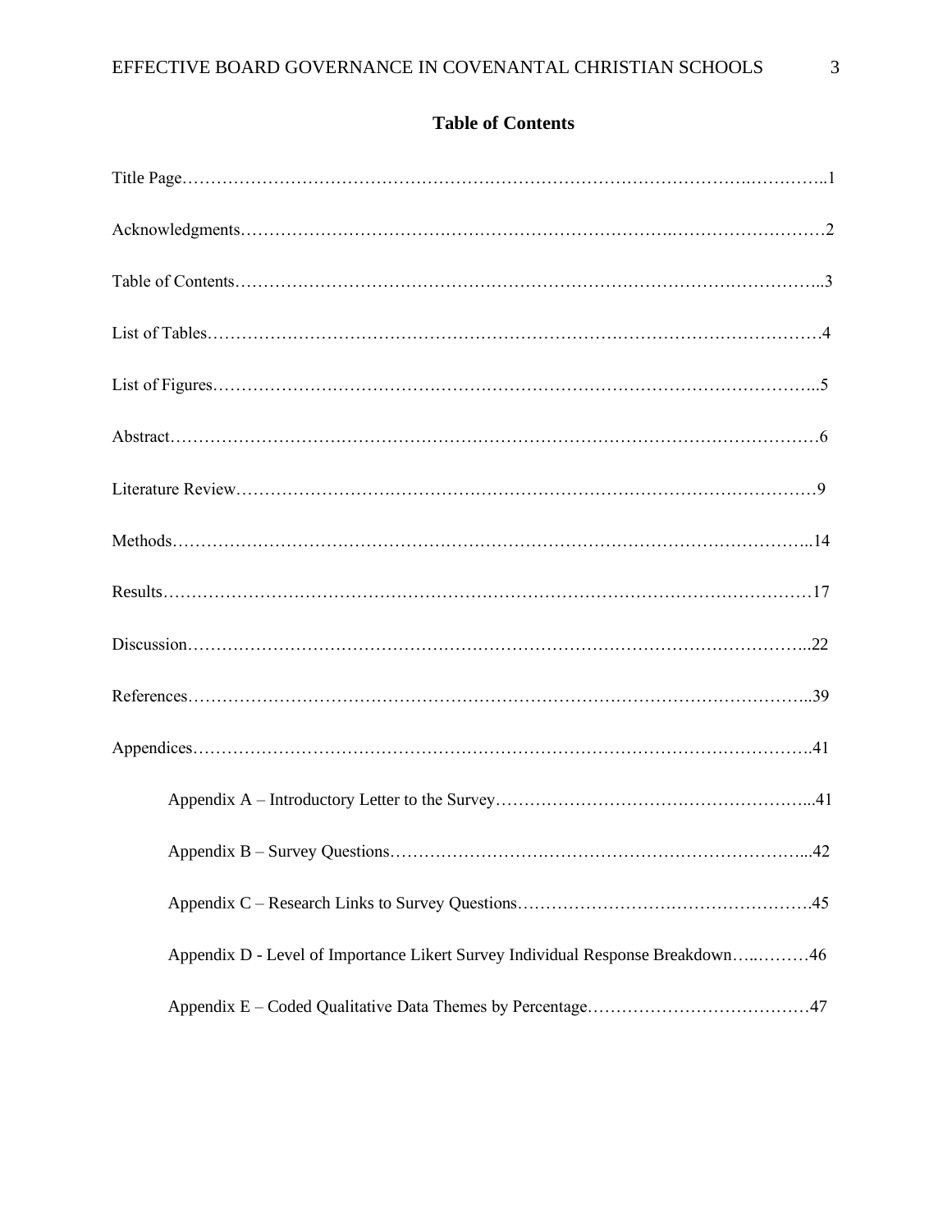## Table of Contents

Title Page……………………………………………………………………………………………..1

Acknowledgments…………………………………………………………………………………2

Table of Contents…………………………………………………………………………………..3

List of Tables………………………………………………………………………………………4

List of Figures……………………………………………………………………………………..5

Abstract……………………………………………………………………………………………6

Literature Review…………………………………………………………………………………9

Methods…………………………………………………………………………………………..14

Results……………………………………………………………………………………………17

Discussion………………………………………………………………………………………..22

References………………………………………………………………………………………..39

Appendices……………………………………………………………………………………….41

- Appendix A – Introductory Letter to the Survey………………………………………………...41
- Appendix B – Survey Questions………………………………………………………………...42
- Appendix C – Research Links to Survey Questions…………………………………………….45
- Appendix D - Level of Importance Likert Survey Individual Response Breakdown…..………46
- Appendix E – Coded Qualitative Data Themes by Percentage…………………………………47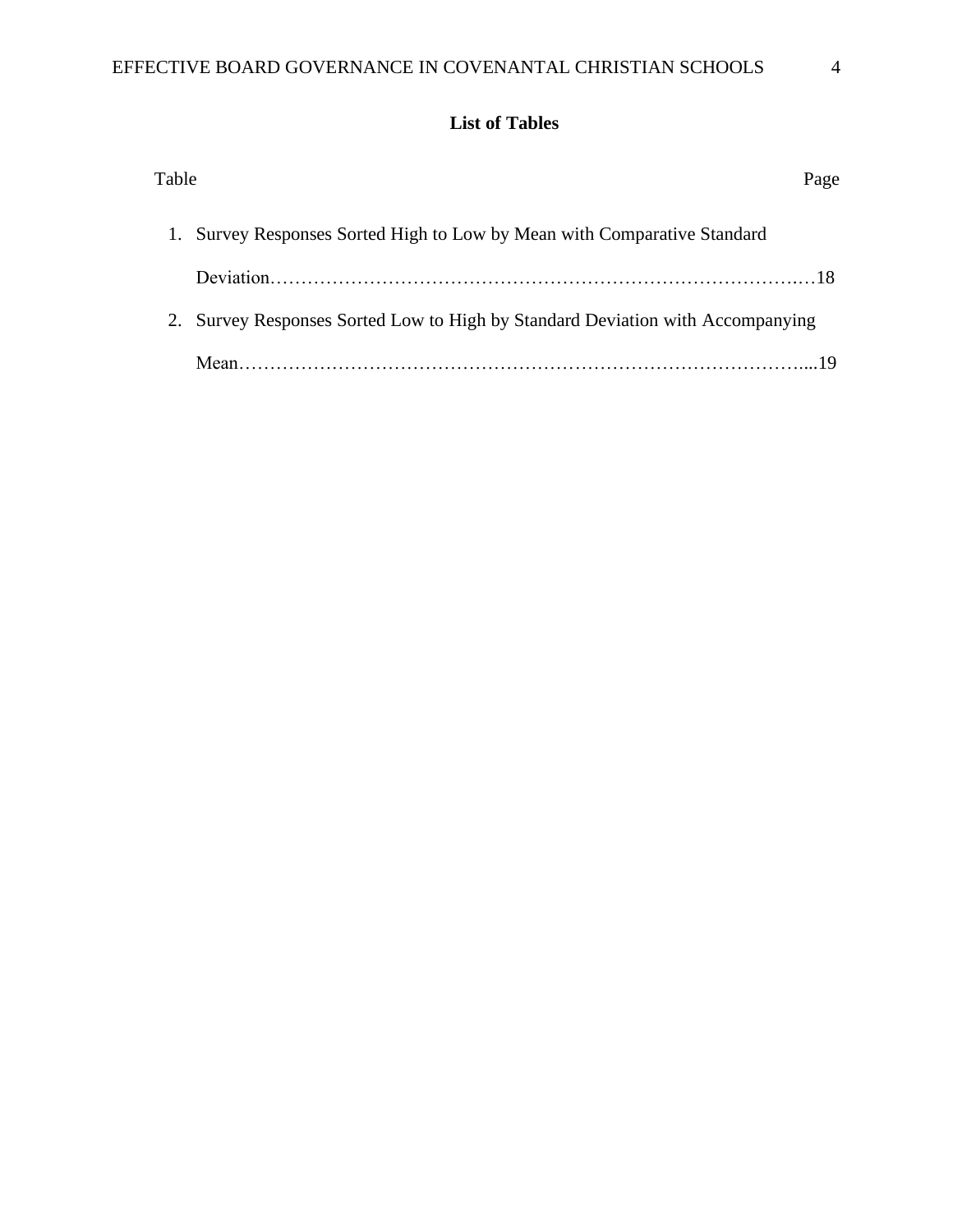## List of Tables

Table Page

1. Survey Responses Sorted High to Low by Mean with Comparative Standard Deviation…………………………………………………………………………….…18
2. Survey Responses Sorted Low to High by Standard Deviation with Accompanying Mean……………………………………………………………………………….....19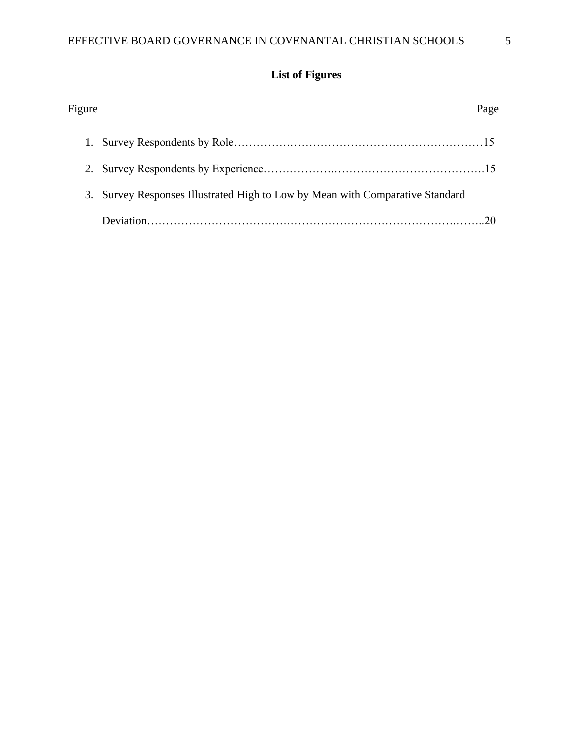## List of Figures

Figure Page

1. Survey Respondents by Role……………………………………………………………15
2. Survey Respondents by Experience……………….………………………………….15
3. Survey Responses Illustrated High to Low by Mean with Comparative Standard Deviation…………………………………………………………………….……..20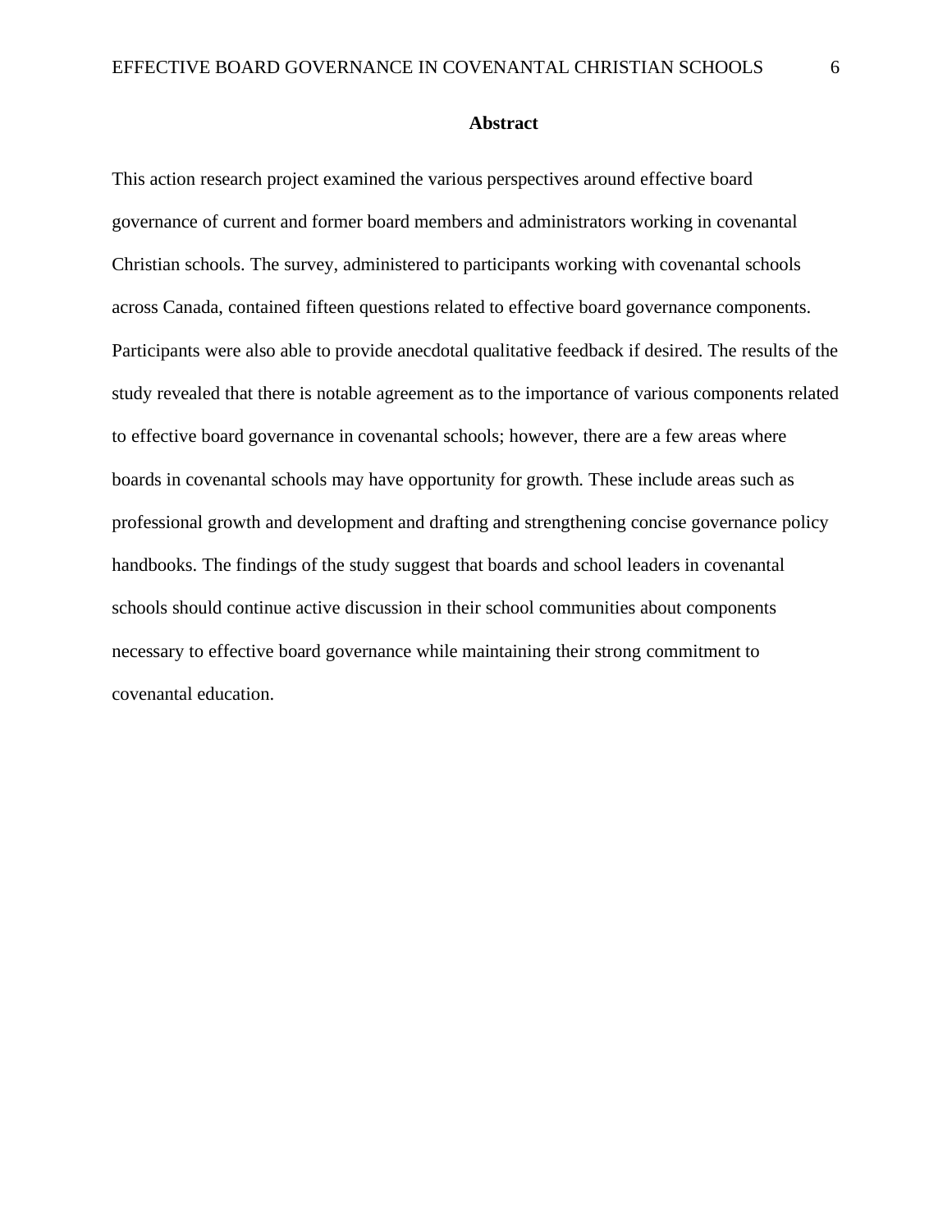# Abstract

This action research project examined the various perspectives around effective board governance of current and former board members and administrators working in covenantal Christian schools. The survey, administered to participants working with covenantal schools across Canada, contained fifteen questions related to effective board governance components. Participants were also able to provide anecdotal qualitative feedback if desired. The results of the study revealed that there is notable agreement as to the importance of various components related to effective board governance in covenantal schools; however, there are a few areas where boards in covenantal schools may have opportunity for growth. These include areas such as professional growth and development and drafting and strengthening concise governance policy handbooks. The findings of the study suggest that boards and school leaders in covenantal schools should continue active discussion in their school communities about components necessary to effective board governance while maintaining their strong commitment to covenantal education.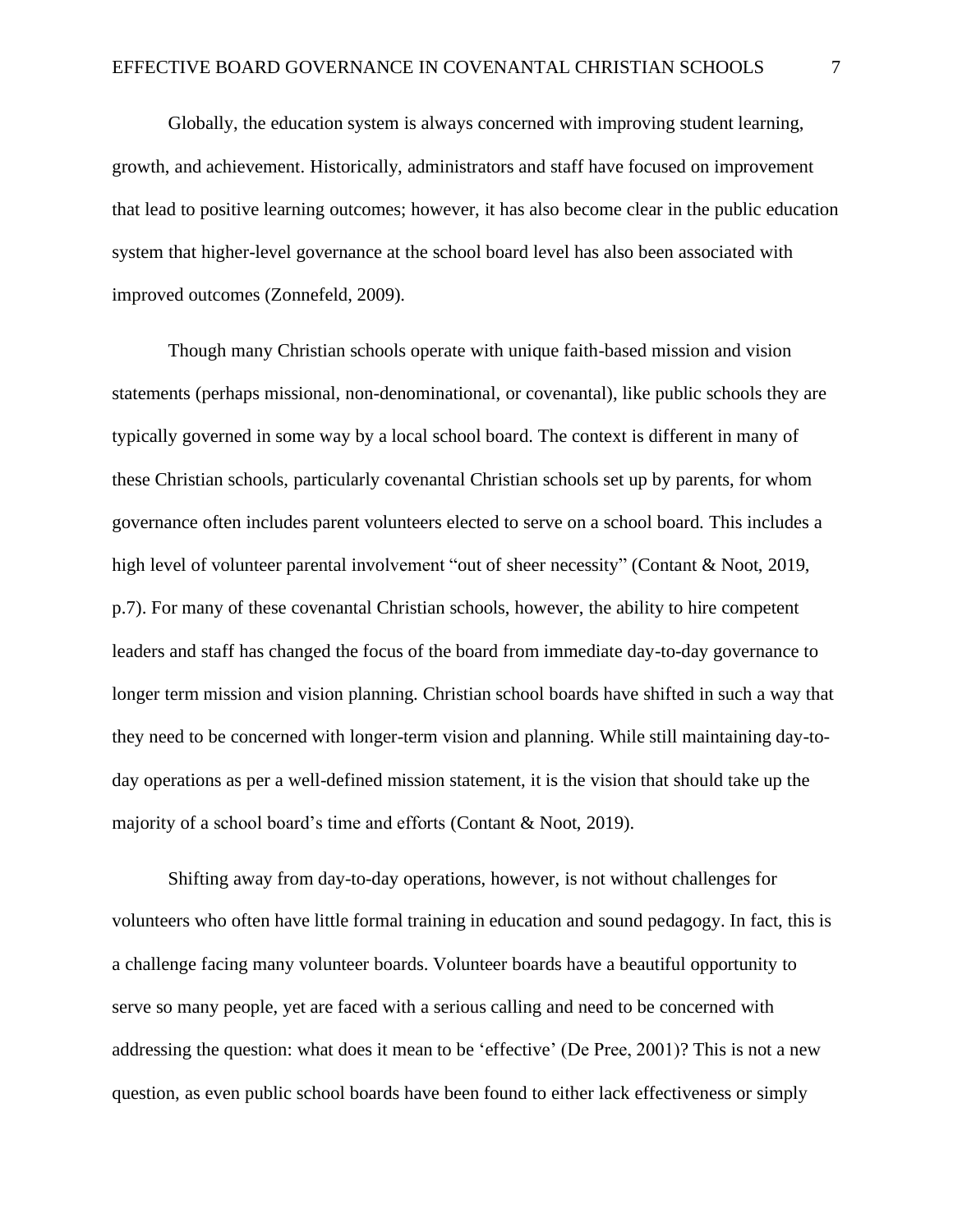Globally, the education system is always concerned with improving student learning, growth, and achievement. Historically, administrators and staff have focused on improvement that lead to positive learning outcomes; however, it has also become clear in the public education system that higher-level governance at the school board level has also been associated with improved outcomes (Zonnefeld, 2009).

Though many Christian schools operate with unique faith-based mission and vision statements (perhaps missional, non-denominational, or covenantal), like public schools they are typically governed in some way by a local school board. The context is different in many of these Christian schools, particularly covenantal Christian schools set up by parents, for whom governance often includes parent volunteers elected to serve on a school board. This includes a high level of volunteer parental involvement "out of sheer necessity" (Contant & Noot, 2019, p.7). For many of these covenantal Christian schools, however, the ability to hire competent leaders and staff has changed the focus of the board from immediate day-to-day governance to longer term mission and vision planning. Christian school boards have shifted in such a way that they need to be concerned with longer-term vision and planning. While still maintaining day-to-day operations as per a well-defined mission statement, it is the vision that should take up the majority of a school board's time and efforts (Contant & Noot, 2019).

Shifting away from day-to-day operations, however, is not without challenges for volunteers who often have little formal training in education and sound pedagogy. In fact, this is a challenge facing many volunteer boards. Volunteer boards have a beautiful opportunity to serve so many people, yet are faced with a serious calling and need to be concerned with addressing the question: what does it mean to be 'effective' (De Pree, 2001)? This is not a new question, as even public school boards have been found to either lack effectiveness or simply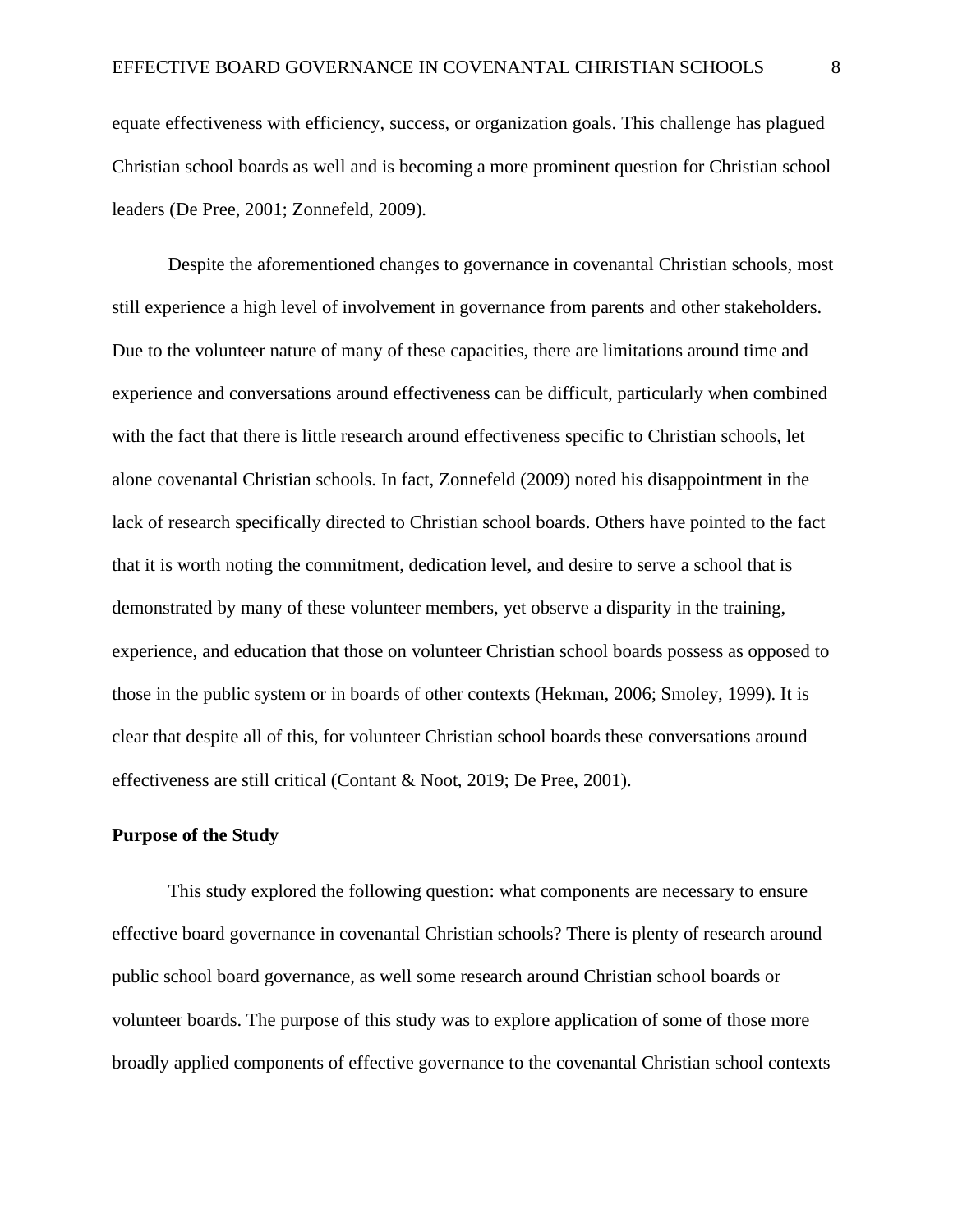equate effectiveness with efficiency, success, or organization goals. This challenge has plagued Christian school boards as well and is becoming a more prominent question for Christian school leaders (De Pree, 2001; Zonnefeld, 2009).

Despite the aforementioned changes to governance in covenantal Christian schools, most still experience a high level of involvement in governance from parents and other stakeholders. Due to the volunteer nature of many of these capacities, there are limitations around time and experience and conversations around effectiveness can be difficult, particularly when combined with the fact that there is little research around effectiveness specific to Christian schools, let alone covenantal Christian schools. In fact, Zonnefeld (2009) noted his disappointment in the lack of research specifically directed to Christian school boards. Others have pointed to the fact that it is worth noting the commitment, dedication level, and desire to serve a school that is demonstrated by many of these volunteer members, yet observe a disparity in the training, experience, and education that those on volunteer Christian school boards possess as opposed to those in the public system or in boards of other contexts (Hekman, 2006; Smoley, 1999). It is clear that despite all of this, for volunteer Christian school boards these conversations around effectiveness are still critical (Contant & Noot, 2019; De Pree, 2001).

**Purpose of the Study**

This study explored the following question: what components are necessary to ensure effective board governance in covenantal Christian schools? There is plenty of research around public school board governance, as well some research around Christian school boards or volunteer boards. The purpose of this study was to explore application of some of those more broadly applied components of effective governance to the covenantal Christian school contexts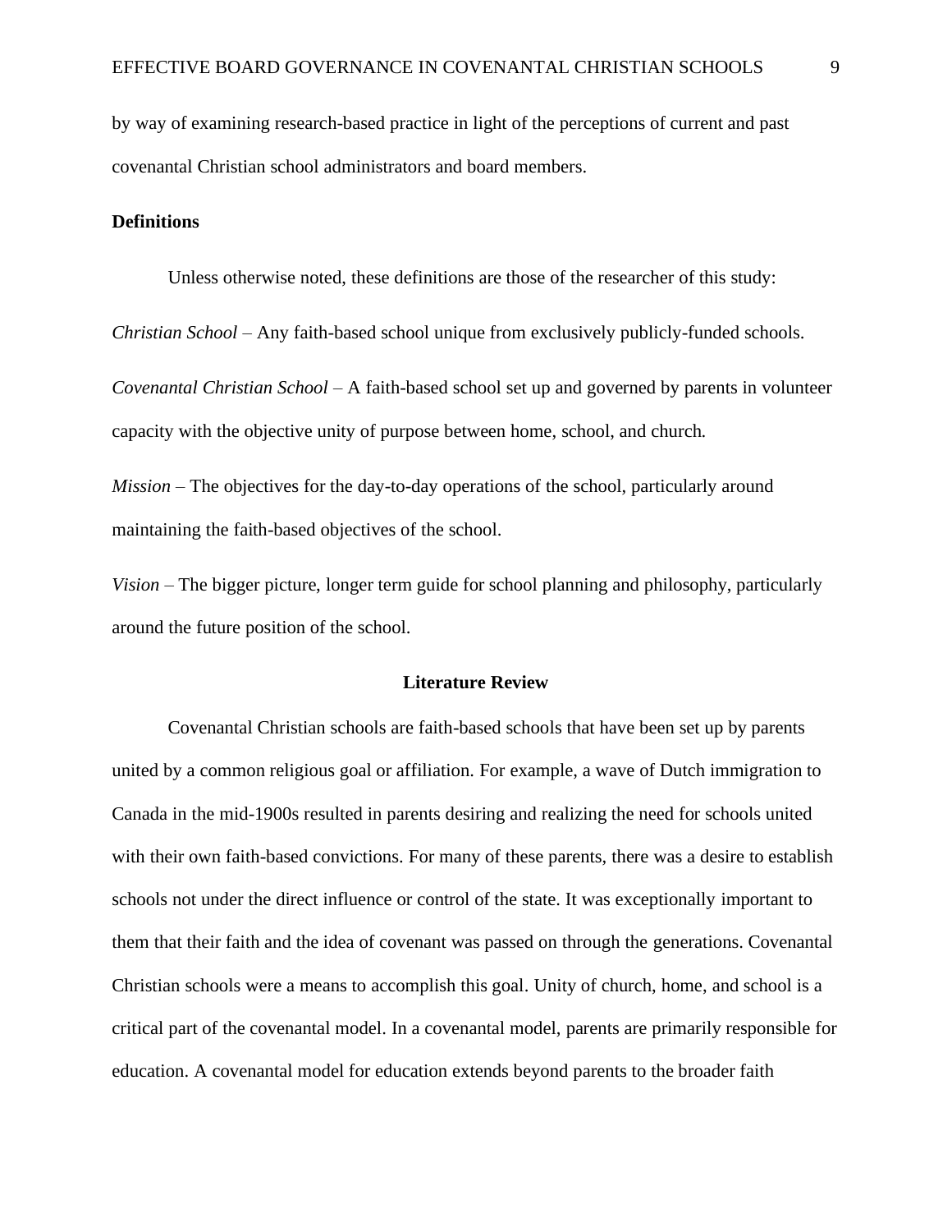by way of examining research-based practice in light of the perceptions of current and past covenantal Christian school administrators and board members.

**Definitions**

Unless otherwise noted, these definitions are those of the researcher of this study:

*Christian School* – Any faith-based school unique from exclusively publicly-funded schools.

*Covenantal Christian School* – A faith-based school set up and governed by parents in volunteer capacity with the objective unity of purpose between home, school, and church.

*Mission* – The objectives for the day-to-day operations of the school, particularly around maintaining the faith-based objectives of the school.

*Vision* – The bigger picture, longer term guide for school planning and philosophy, particularly around the future position of the school.

## Literature Review

Covenantal Christian schools are faith-based schools that have been set up by parents united by a common religious goal or affiliation. For example, a wave of Dutch immigration to Canada in the mid-1900s resulted in parents desiring and realizing the need for schools united with their own faith-based convictions. For many of these parents, there was a desire to establish schools not under the direct influence or control of the state. It was exceptionally important to them that their faith and the idea of covenant was passed on through the generations. Covenantal Christian schools were a means to accomplish this goal. Unity of church, home, and school is a critical part of the covenantal model. In a covenantal model, parents are primarily responsible for education. A covenantal model for education extends beyond parents to the broader faith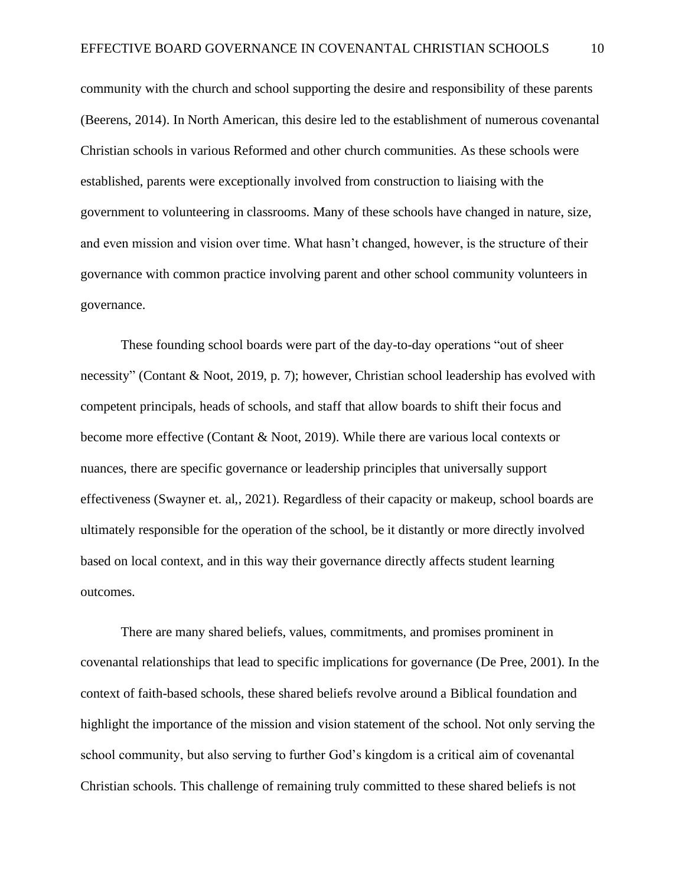community with the church and school supporting the desire and responsibility of these parents (Beerens, 2014). In North American, this desire led to the establishment of numerous covenantal Christian schools in various Reformed and other church communities. As these schools were established, parents were exceptionally involved from construction to liaising with the government to volunteering in classrooms. Many of these schools have changed in nature, size, and even mission and vision over time. What hasn't changed, however, is the structure of their governance with common practice involving parent and other school community volunteers in governance.

These founding school boards were part of the day-to-day operations "out of sheer necessity" (Contant & Noot, 2019, p. 7); however, Christian school leadership has evolved with competent principals, heads of schools, and staff that allow boards to shift their focus and become more effective (Contant & Noot, 2019). While there are various local contexts or nuances, there are specific governance or leadership principles that universally support effectiveness (Swayner et. al,, 2021). Regardless of their capacity or makeup, school boards are ultimately responsible for the operation of the school, be it distantly or more directly involved based on local context, and in this way their governance directly affects student learning outcomes.

There are many shared beliefs, values, commitments, and promises prominent in covenantal relationships that lead to specific implications for governance (De Pree, 2001). In the context of faith-based schools, these shared beliefs revolve around a Biblical foundation and highlight the importance of the mission and vision statement of the school. Not only serving the school community, but also serving to further God's kingdom is a critical aim of covenantal Christian schools. This challenge of remaining truly committed to these shared beliefs is not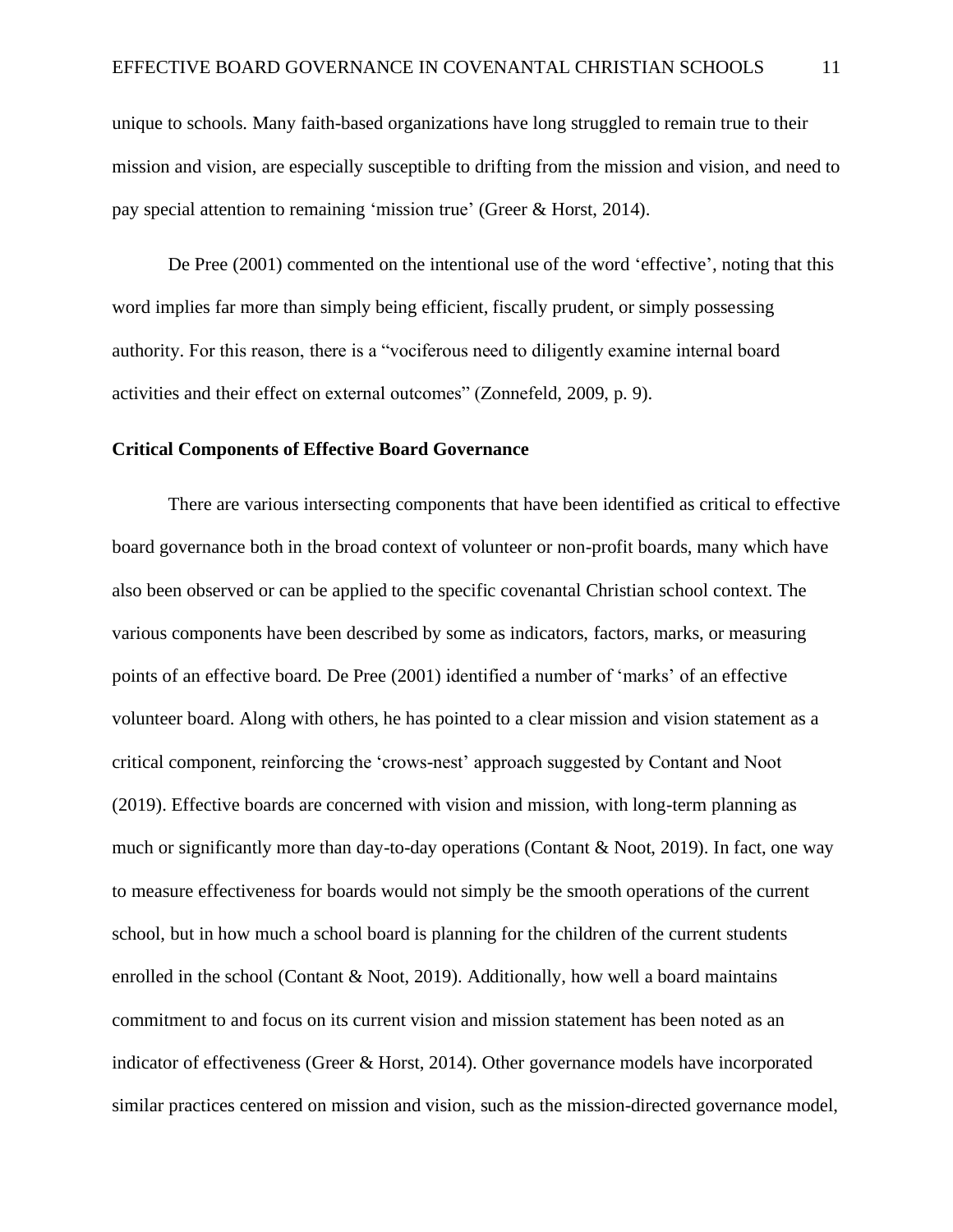unique to schools. Many faith-based organizations have long struggled to remain true to their mission and vision, are especially susceptible to drifting from the mission and vision, and need to pay special attention to remaining 'mission true' (Greer & Horst, 2014).

De Pree (2001) commented on the intentional use of the word 'effective', noting that this word implies far more than simply being efficient, fiscally prudent, or simply possessing authority. For this reason, there is a "vociferous need to diligently examine internal board activities and their effect on external outcomes" (Zonnefeld, 2009, p. 9).

**Critical Components of Effective Board Governance**

There are various intersecting components that have been identified as critical to effective board governance both in the broad context of volunteer or non-profit boards, many which have also been observed or can be applied to the specific covenantal Christian school context. The various components have been described by some as indicators, factors, marks, or measuring points of an effective board. De Pree (2001) identified a number of 'marks' of an effective volunteer board. Along with others, he has pointed to a clear mission and vision statement as a critical component, reinforcing the 'crows-nest' approach suggested by Contant and Noot (2019). Effective boards are concerned with vision and mission, with long-term planning as much or significantly more than day-to-day operations (Contant & Noot, 2019). In fact, one way to measure effectiveness for boards would not simply be the smooth operations of the current school, but in how much a school board is planning for the children of the current students enrolled in the school (Contant & Noot, 2019). Additionally, how well a board maintains commitment to and focus on its current vision and mission statement has been noted as an indicator of effectiveness (Greer & Horst, 2014). Other governance models have incorporated similar practices centered on mission and vision, such as the mission-directed governance model,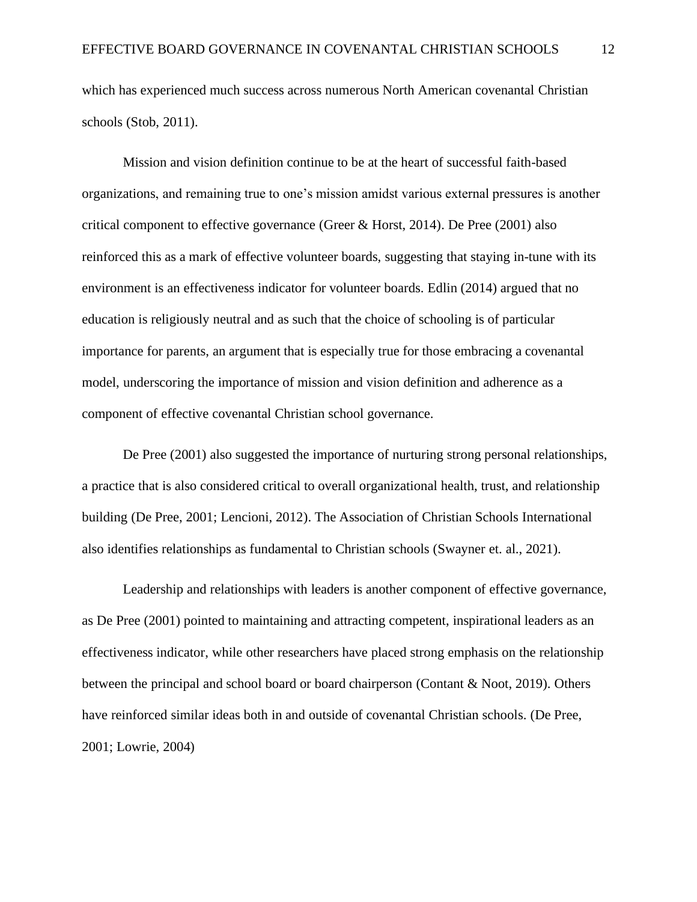which has experienced much success across numerous North American covenantal Christian schools (Stob, 2011).

Mission and vision definition continue to be at the heart of successful faith-based organizations, and remaining true to one's mission amidst various external pressures is another critical component to effective governance (Greer & Horst, 2014). De Pree (2001) also reinforced this as a mark of effective volunteer boards, suggesting that staying in-tune with its environment is an effectiveness indicator for volunteer boards. Edlin (2014) argued that no education is religiously neutral and as such that the choice of schooling is of particular importance for parents, an argument that is especially true for those embracing a covenantal model, underscoring the importance of mission and vision definition and adherence as a component of effective covenantal Christian school governance.

De Pree (2001) also suggested the importance of nurturing strong personal relationships, a practice that is also considered critical to overall organizational health, trust, and relationship building (De Pree, 2001; Lencioni, 2012). The Association of Christian Schools International also identifies relationships as fundamental to Christian schools (Swayner et. al., 2021).

Leadership and relationships with leaders is another component of effective governance, as De Pree (2001) pointed to maintaining and attracting competent, inspirational leaders as an effectiveness indicator, while other researchers have placed strong emphasis on the relationship between the principal and school board or board chairperson (Contant & Noot, 2019). Others have reinforced similar ideas both in and outside of covenantal Christian schools. (De Pree, 2001; Lowrie, 2004)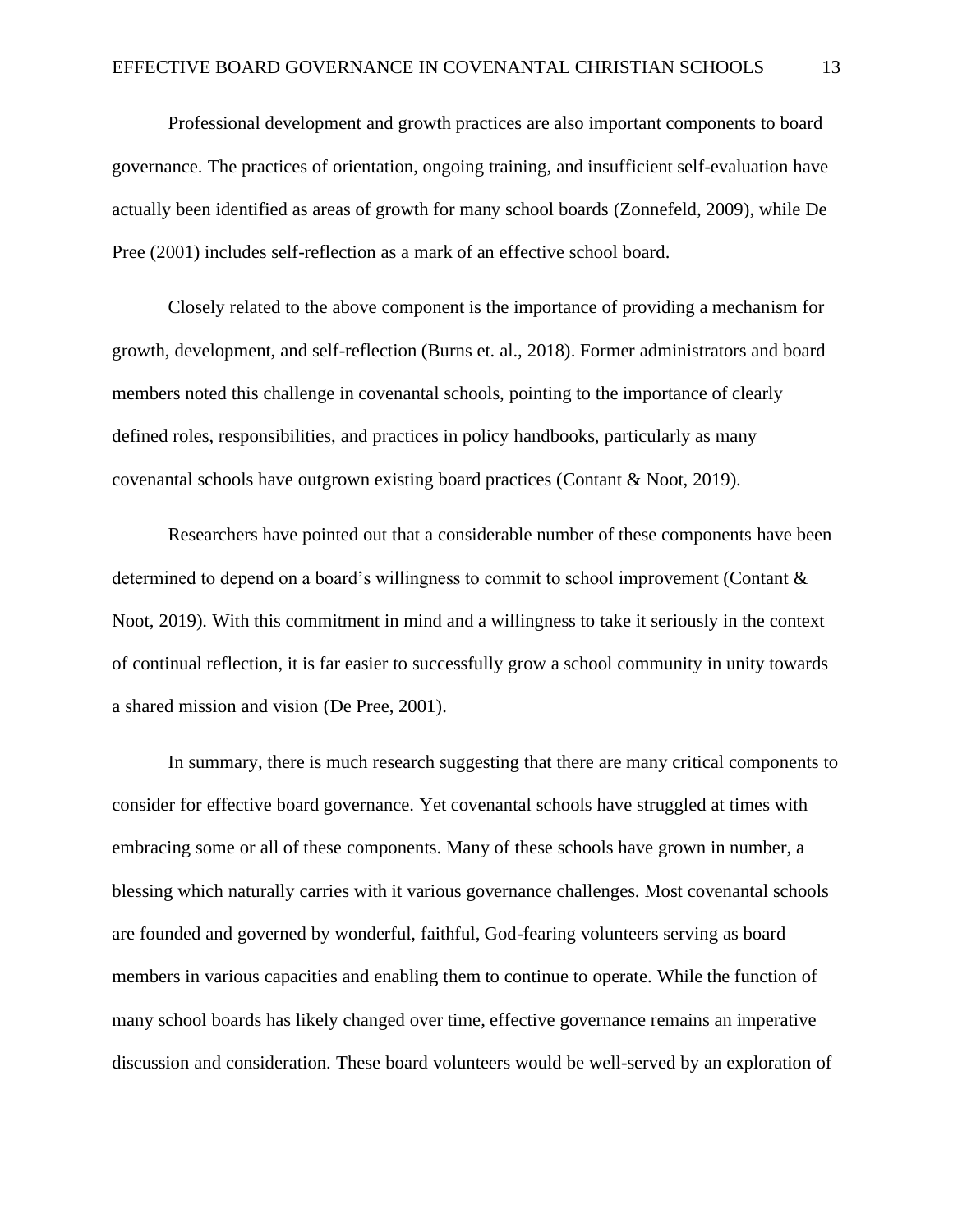Professional development and growth practices are also important components to board governance. The practices of orientation, ongoing training, and insufficient self-evaluation have actually been identified as areas of growth for many school boards (Zonnefeld, 2009), while De Pree (2001) includes self-reflection as a mark of an effective school board.

Closely related to the above component is the importance of providing a mechanism for growth, development, and self-reflection (Burns et. al., 2018). Former administrators and board members noted this challenge in covenantal schools, pointing to the importance of clearly defined roles, responsibilities, and practices in policy handbooks, particularly as many covenantal schools have outgrown existing board practices (Contant & Noot, 2019).

Researchers have pointed out that a considerable number of these components have been determined to depend on a board's willingness to commit to school improvement (Contant & Noot, 2019). With this commitment in mind and a willingness to take it seriously in the context of continual reflection, it is far easier to successfully grow a school community in unity towards a shared mission and vision (De Pree, 2001).

In summary, there is much research suggesting that there are many critical components to consider for effective board governance. Yet covenantal schools have struggled at times with embracing some or all of these components. Many of these schools have grown in number, a blessing which naturally carries with it various governance challenges. Most covenantal schools are founded and governed by wonderful, faithful, God-fearing volunteers serving as board members in various capacities and enabling them to continue to operate. While the function of many school boards has likely changed over time, effective governance remains an imperative discussion and consideration. These board volunteers would be well-served by an exploration of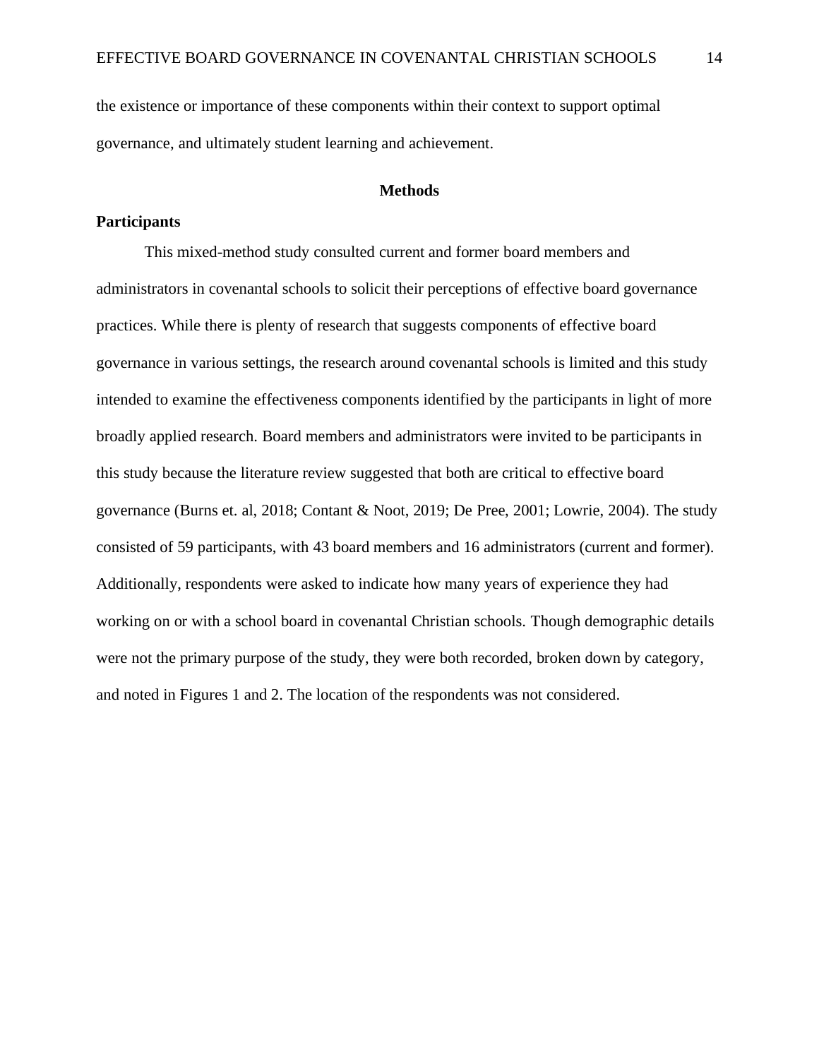the existence or importance of these components within their context to support optimal governance, and ultimately student learning and achievement.

# Methods

## Participants

This mixed-method study consulted current and former board members and administrators in covenantal schools to solicit their perceptions of effective board governance practices. While there is plenty of research that suggests components of effective board governance in various settings, the research around covenantal schools is limited and this study intended to examine the effectiveness components identified by the participants in light of more broadly applied research. Board members and administrators were invited to be participants in this study because the literature review suggested that both are critical to effective board governance (Burns et. al, 2018; Contant & Noot, 2019; De Pree, 2001; Lowrie, 2004). The study consisted of 59 participants, with 43 board members and 16 administrators (current and former). Additionally, respondents were asked to indicate how many years of experience they had working on or with a school board in covenantal Christian schools. Though demographic details were not the primary purpose of the study, they were both recorded, broken down by category, and noted in Figures 1 and 2. The location of the respondents was not considered.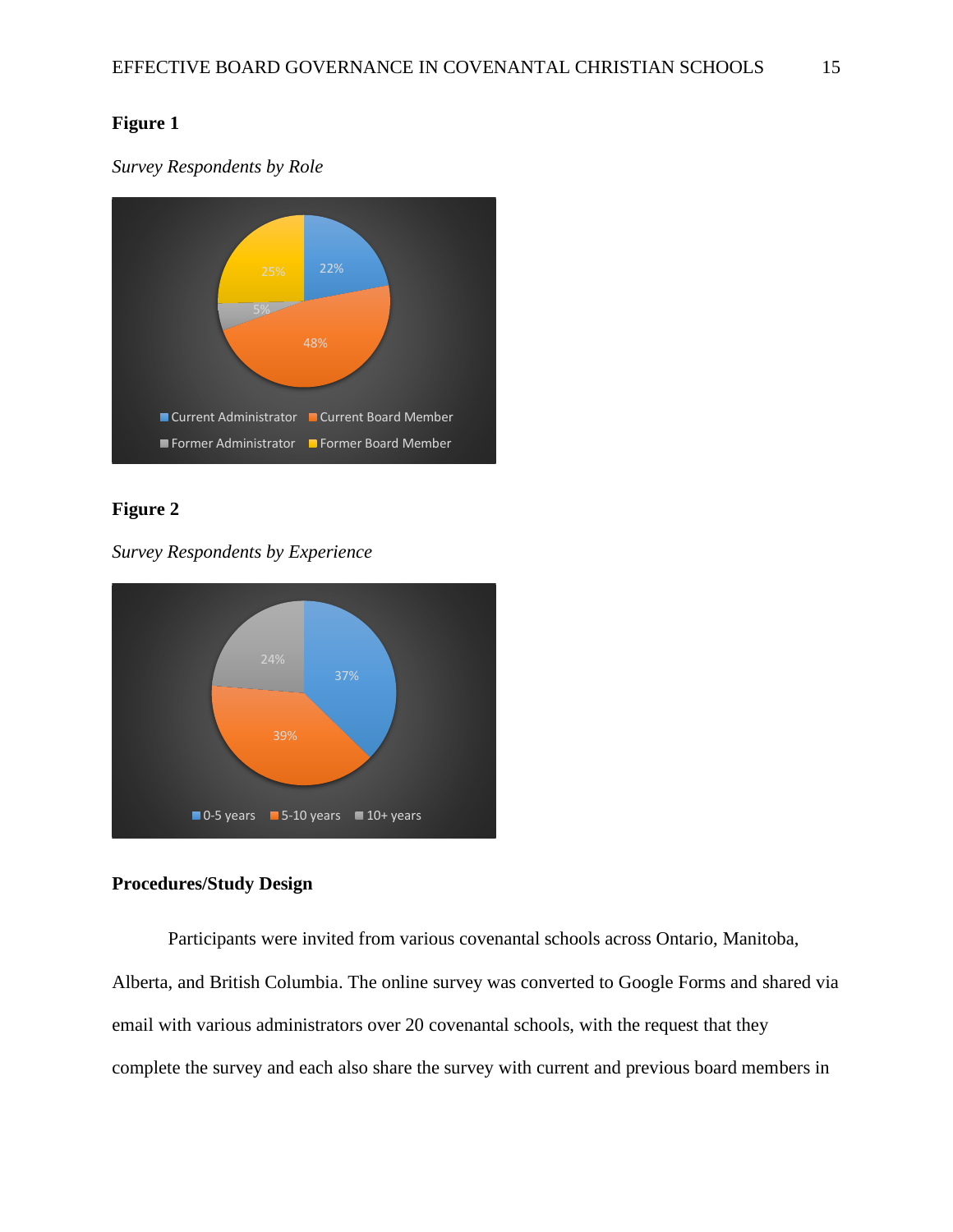**Figure 1**

*Survey Respondents by Role*

**Figure 2**

*Survey Respondents by Experience*

**Procedures/Study Design**

Participants were invited from various covenantal schools across Ontario, Manitoba, Alberta, and British Columbia. The online survey was converted to Google Forms and shared via email with various administrators over 20 covenantal schools, with the request that they complete the survey and each also share the survey with current and previous board members in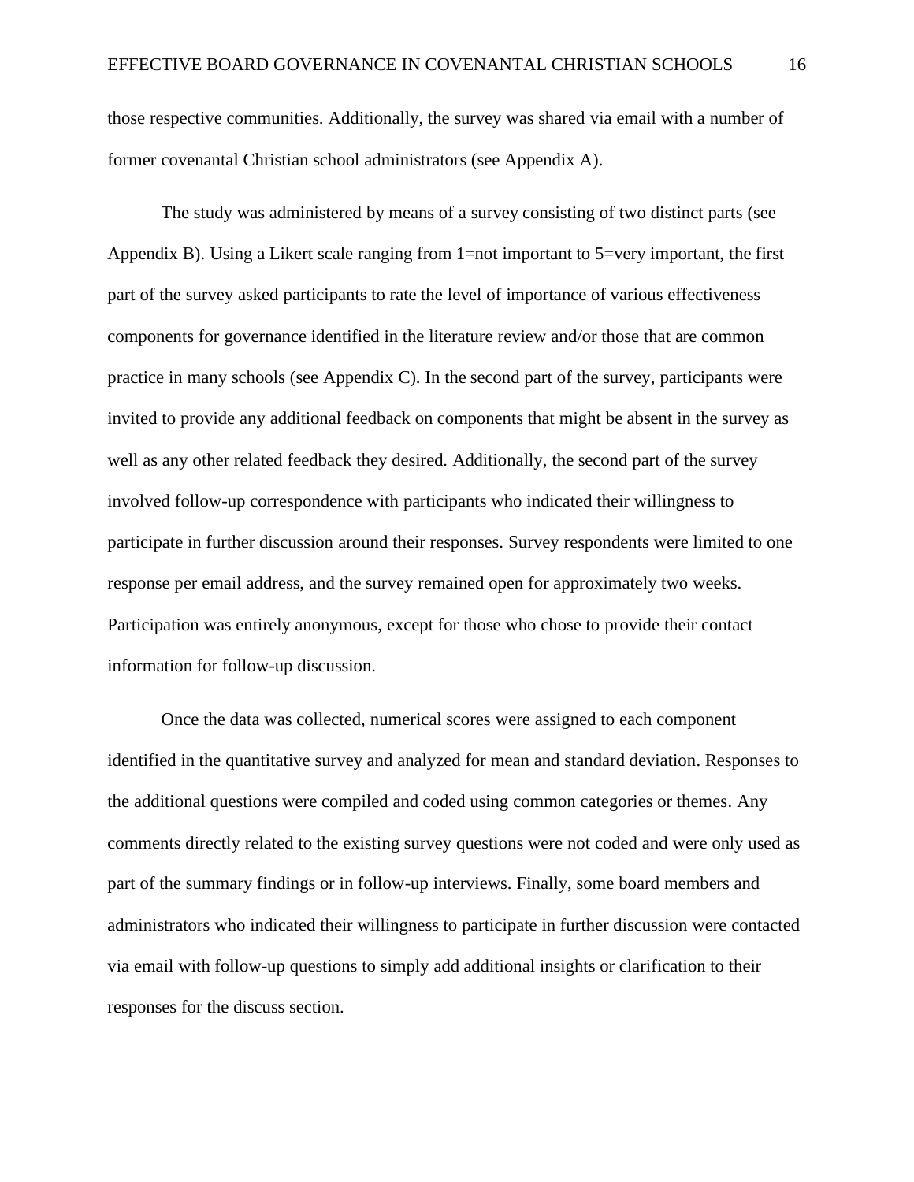those respective communities. Additionally, the survey was shared via email with a number of former covenantal Christian school administrators (see Appendix A).

The study was administered by means of a survey consisting of two distinct parts (see Appendix B). Using a Likert scale ranging from 1=not important to 5=very important, the first part of the survey asked participants to rate the level of importance of various effectiveness components for governance identified in the literature review and/or those that are common practice in many schools (see Appendix C). In the second part of the survey, participants were invited to provide any additional feedback on components that might be absent in the survey as well as any other related feedback they desired. Additionally, the second part of the survey involved follow-up correspondence with participants who indicated their willingness to participate in further discussion around their responses. Survey respondents were limited to one response per email address, and the survey remained open for approximately two weeks. Participation was entirely anonymous, except for those who chose to provide their contact information for follow-up discussion.

Once the data was collected, numerical scores were assigned to each component identified in the quantitative survey and analyzed for mean and standard deviation. Responses to the additional questions were compiled and coded using common categories or themes. Any comments directly related to the existing survey questions were not coded and were only used as part of the summary findings or in follow-up interviews. Finally, some board members and administrators who indicated their willingness to participate in further discussion were contacted via email with follow-up questions to simply add additional insights or clarification to their responses for the discuss section.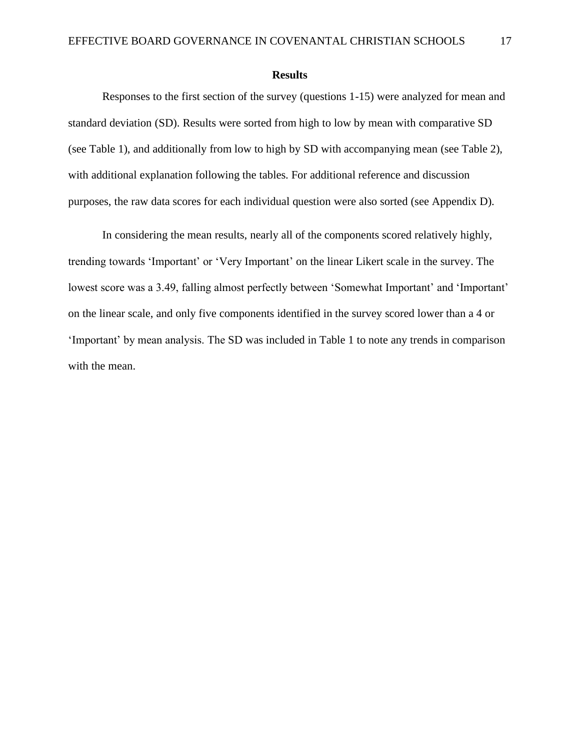## Results

Responses to the first section of the survey (questions 1-15) were analyzed for mean and standard deviation (SD). Results were sorted from high to low by mean with comparative SD (see Table 1), and additionally from low to high by SD with accompanying mean (see Table 2), with additional explanation following the tables. For additional reference and discussion purposes, the raw data scores for each individual question were also sorted (see Appendix D).

In considering the mean results, nearly all of the components scored relatively highly, trending towards 'Important' or 'Very Important' on the linear Likert scale in the survey. The lowest score was a 3.49, falling almost perfectly between 'Somewhat Important' and 'Important' on the linear scale, and only five components identified in the survey scored lower than a 4 or 'Important' by mean analysis. The SD was included in Table 1 to note any trends in comparison with the mean.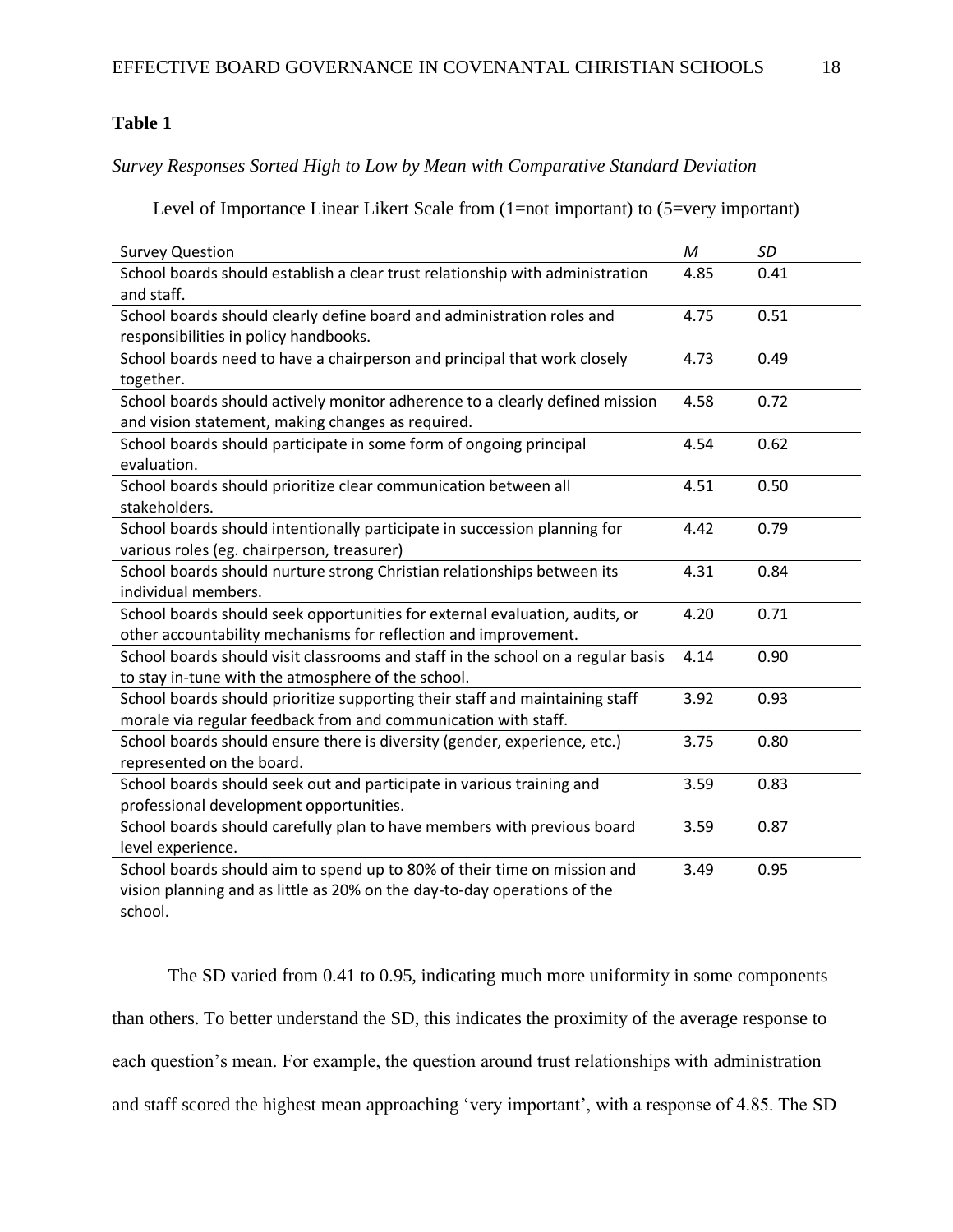**Table 1**

*Survey Responses Sorted High to Low by Mean with Comparative Standard Deviation*

Level of Importance Linear Likert Scale from (1=not important) to (5=very important)

| Survey Question | *M* | *SD* |
|---|---|---|
| School boards should establish a clear trust relationship with administration and staff. | 4.85 | 0.41 |
| School boards should clearly define board and administration roles and responsibilities in policy handbooks. | 4.75 | 0.51 |
| School boards need to have a chairperson and principal that work closely together. | 4.73 | 0.49 |
| School boards should actively monitor adherence to a clearly defined mission and vision statement, making changes as required. | 4.58 | 0.72 |
| School boards should participate in some form of ongoing principal evaluation. | 4.54 | 0.62 |
| School boards should prioritize clear communication between all stakeholders. | 4.51 | 0.50 |
| School boards should intentionally participate in succession planning for various roles (eg. chairperson, treasurer) | 4.42 | 0.79 |
| School boards should nurture strong Christian relationships between its individual members. | 4.31 | 0.84 |
| School boards should seek opportunities for external evaluation, audits, or other accountability mechanisms for reflection and improvement. | 4.20 | 0.71 |
| School boards should visit classrooms and staff in the school on a regular basis to stay in-tune with the atmosphere of the school. | 4.14 | 0.90 |
| School boards should prioritize supporting their staff and maintaining staff morale via regular feedback from and communication with staff. | 3.92 | 0.93 |
| School boards should ensure there is diversity (gender, experience, etc.) represented on the board. | 3.75 | 0.80 |
| School boards should seek out and participate in various training and professional development opportunities. | 3.59 | 0.83 |
| School boards should carefully plan to have members with previous board level experience. | 3.59 | 0.87 |
| School boards should aim to spend up to 80% of their time on mission and vision planning and as little as 20% on the day-to-day operations of the school. | 3.49 | 0.95 |

The SD varied from 0.41 to 0.95, indicating much more uniformity in some components than others. To better understand the SD, this indicates the proximity of the average response to each question's mean. For example, the question around trust relationships with administration and staff scored the highest mean approaching 'very important', with a response of 4.85. The SD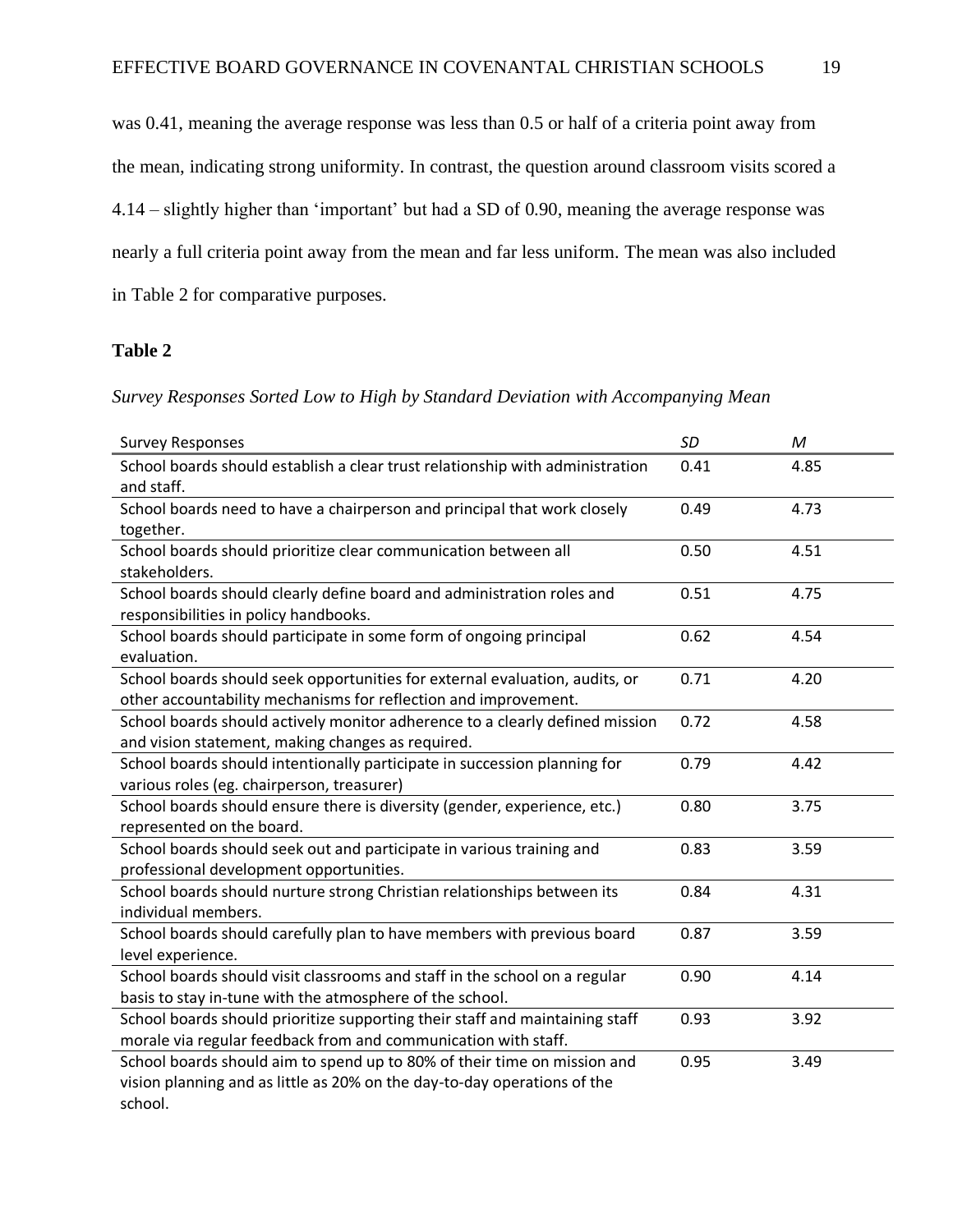was 0.41, meaning the average response was less than 0.5 or half of a criteria point away from the mean, indicating strong uniformity. In contrast, the question around classroom visits scored a 4.14 – slightly higher than 'important' but had a SD of 0.90, meaning the average response was nearly a full criteria point away from the mean and far less uniform. The mean was also included in Table 2 for comparative purposes.

**Table 2**

*Survey Responses Sorted Low to High by Standard Deviation with Accompanying Mean*

| Survey Responses | *SD* | *M* |
|---|---|---|
| School boards should establish a clear trust relationship with administration and staff. | 0.41 | 4.85 |
| School boards need to have a chairperson and principal that work closely together. | 0.49 | 4.73 |
| School boards should prioritize clear communication between all stakeholders. | 0.50 | 4.51 |
| School boards should clearly define board and administration roles and responsibilities in policy handbooks. | 0.51 | 4.75 |
| School boards should participate in some form of ongoing principal evaluation. | 0.62 | 4.54 |
| School boards should seek opportunities for external evaluation, audits, or other accountability mechanisms for reflection and improvement. | 0.71 | 4.20 |
| School boards should actively monitor adherence to a clearly defined mission and vision statement, making changes as required. | 0.72 | 4.58 |
| School boards should intentionally participate in succession planning for various roles (eg. chairperson, treasurer) | 0.79 | 4.42 |
| School boards should ensure there is diversity (gender, experience, etc.) represented on the board. | 0.80 | 3.75 |
| School boards should seek out and participate in various training and professional development opportunities. | 0.83 | 3.59 |
| School boards should nurture strong Christian relationships between its individual members. | 0.84 | 4.31 |
| School boards should carefully plan to have members with previous board level experience. | 0.87 | 3.59 |
| School boards should visit classrooms and staff in the school on a regular basis to stay in-tune with the atmosphere of the school. | 0.90 | 4.14 |
| School boards should prioritize supporting their staff and maintaining staff morale via regular feedback from and communication with staff. | 0.93 | 3.92 |
| School boards should aim to spend up to 80% of their time on mission and vision planning and as little as 20% on the day-to-day operations of the school. | 0.95 | 3.49 |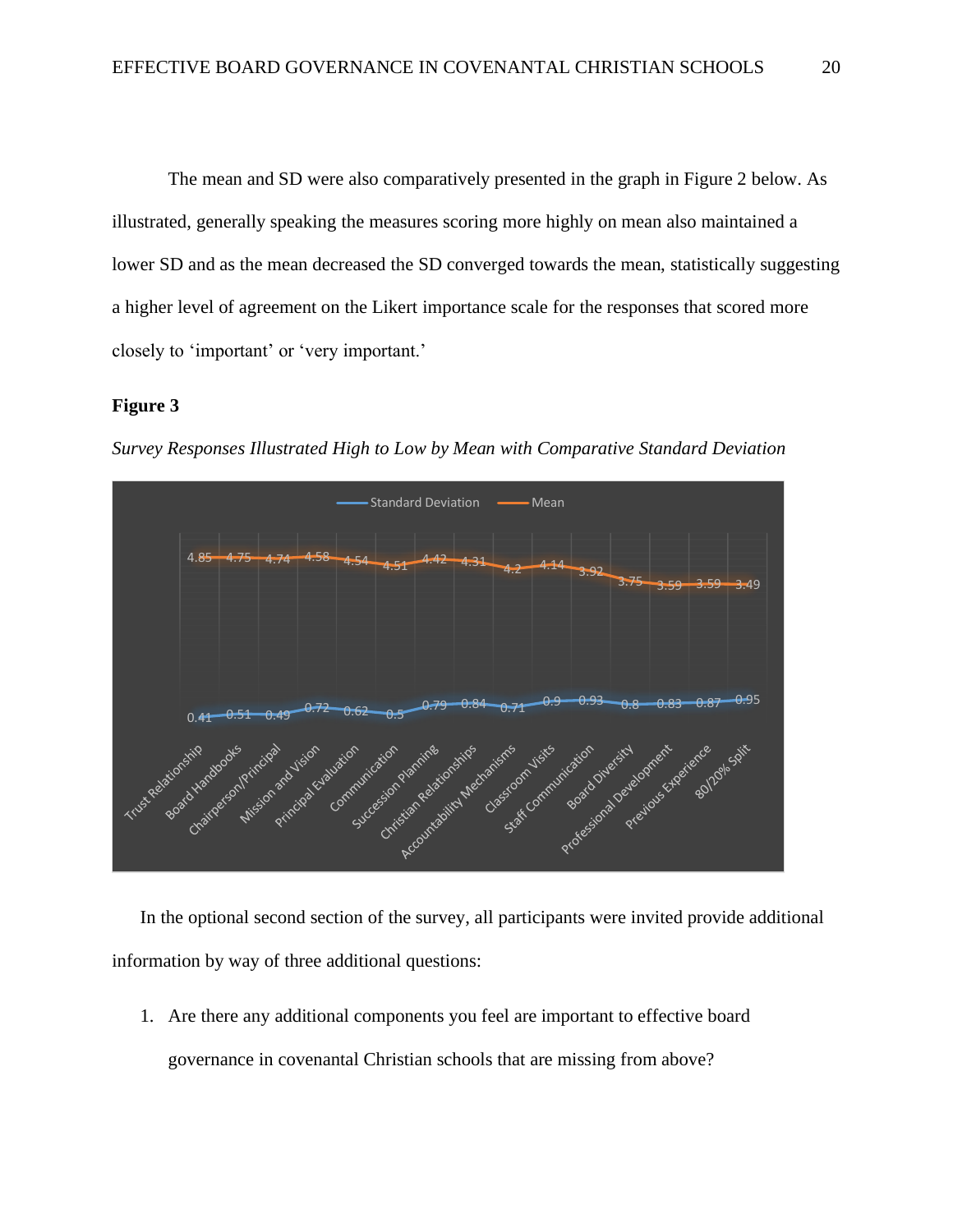The mean and SD were also comparatively presented in the graph in Figure 2 below. As illustrated, generally speaking the measures scoring more highly on mean also maintained a lower SD and as the mean decreased the SD converged towards the mean, statistically suggesting a higher level of agreement on the Likert importance scale for the responses that scored more closely to 'important' or 'very important.'

**Figure 3**

*Survey Responses Illustrated High to Low by Mean with Comparative Standard Deviation*

| Item | Mean | Standard Deviation |
| --- | --- | --- |
| Trust Relationship | 4.85 | 0.41 |
| Board Handbooks | 4.75 | 0.51 |
| Chairperson/Principal | 4.74 | 0.49 |
| Mission and Vision | 4.58 | 0.72 |
| Principal Evaluation | 4.54 | 0.62 |
| Communication | 4.51 | 0.5 |
| Succession Planning | 4.42 | 0.79 |
| Christian Relationships | 4.31 | 0.84 |
| Accountability Mechanisms | 4.2 | 0.71 |
| Classroom Visits | 4.14 | 0.9 |
| Staff Communication | 3.92 | 0.93 |
| Board Diversity | 3.75 | 0.8 |
| Professional Development | 3.59 | 0.83 |
| Previous Experience | 3.59 | 0.87 |
| 80/20% Split | 3.49 | 0.95 |

In the optional second section of the survey, all participants were invited provide additional information by way of three additional questions:

1. Are there any additional components you feel are important to effective board governance in covenantal Christian schools that are missing from above?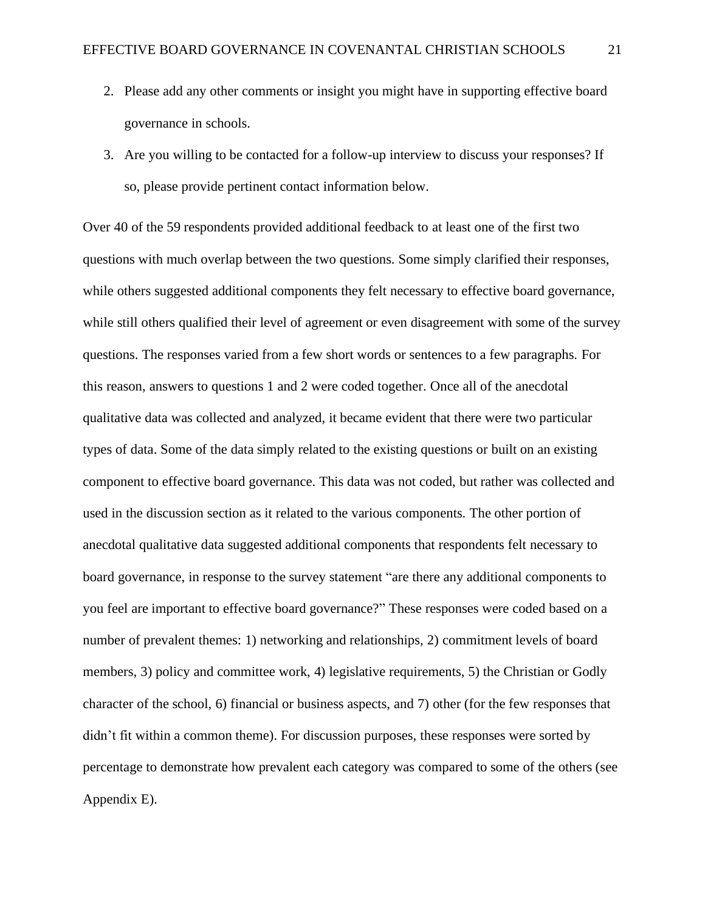2. Please add any other comments or insight you might have in supporting effective board governance in schools.
3. Are you willing to be contacted for a follow-up interview to discuss your responses? If so, please provide pertinent contact information below.

Over 40 of the 59 respondents provided additional feedback to at least one of the first two questions with much overlap between the two questions. Some simply clarified their responses, while others suggested additional components they felt necessary to effective board governance, while still others qualified their level of agreement or even disagreement with some of the survey questions. The responses varied from a few short words or sentences to a few paragraphs. For this reason, answers to questions 1 and 2 were coded together. Once all of the anecdotal qualitative data was collected and analyzed, it became evident that there were two particular types of data. Some of the data simply related to the existing questions or built on an existing component to effective board governance. This data was not coded, but rather was collected and used in the discussion section as it related to the various components. The other portion of anecdotal qualitative data suggested additional components that respondents felt necessary to board governance, in response to the survey statement "are there any additional components to you feel are important to effective board governance?" These responses were coded based on a number of prevalent themes: 1) networking and relationships, 2) commitment levels of board members, 3) policy and committee work, 4) legislative requirements, 5) the Christian or Godly character of the school, 6) financial or business aspects, and 7) other (for the few responses that didn't fit within a common theme). For discussion purposes, these responses were sorted by percentage to demonstrate how prevalent each category was compared to some of the others (see Appendix E).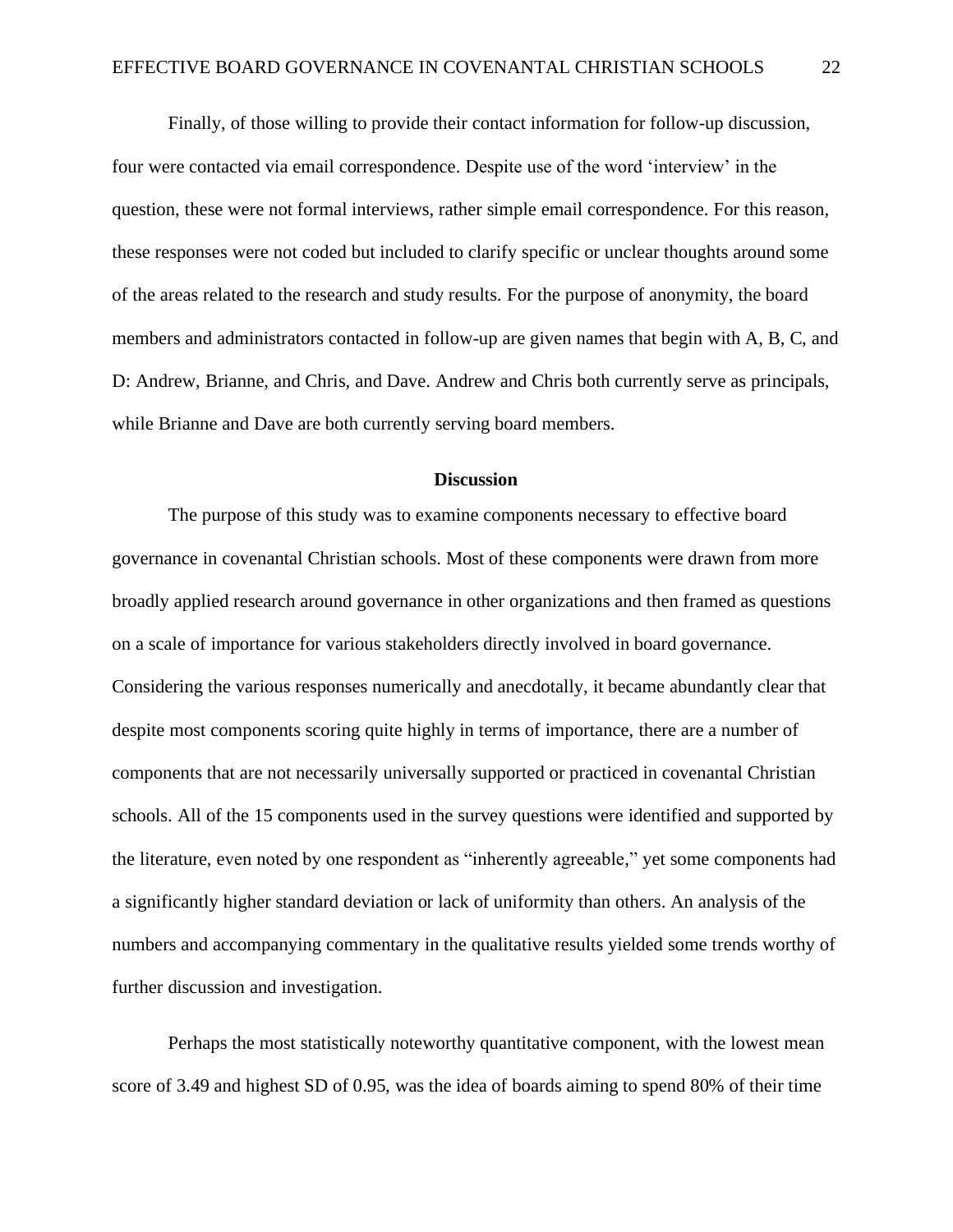Finally, of those willing to provide their contact information for follow-up discussion, four were contacted via email correspondence. Despite use of the word 'interview' in the question, these were not formal interviews, rather simple email correspondence. For this reason, these responses were not coded but included to clarify specific or unclear thoughts around some of the areas related to the research and study results. For the purpose of anonymity, the board members and administrators contacted in follow-up are given names that begin with A, B, C, and D: Andrew, Brianne, and Chris, and Dave. Andrew and Chris both currently serve as principals, while Brianne and Dave are both currently serving board members.

## Discussion

The purpose of this study was to examine components necessary to effective board governance in covenantal Christian schools. Most of these components were drawn from more broadly applied research around governance in other organizations and then framed as questions on a scale of importance for various stakeholders directly involved in board governance. Considering the various responses numerically and anecdotally, it became abundantly clear that despite most components scoring quite highly in terms of importance, there are a number of components that are not necessarily universally supported or practiced in covenantal Christian schools. All of the 15 components used in the survey questions were identified and supported by the literature, even noted by one respondent as "inherently agreeable," yet some components had a significantly higher standard deviation or lack of uniformity than others. An analysis of the numbers and accompanying commentary in the qualitative results yielded some trends worthy of further discussion and investigation.

Perhaps the most statistically noteworthy quantitative component, with the lowest mean score of 3.49 and highest SD of 0.95, was the idea of boards aiming to spend 80% of their time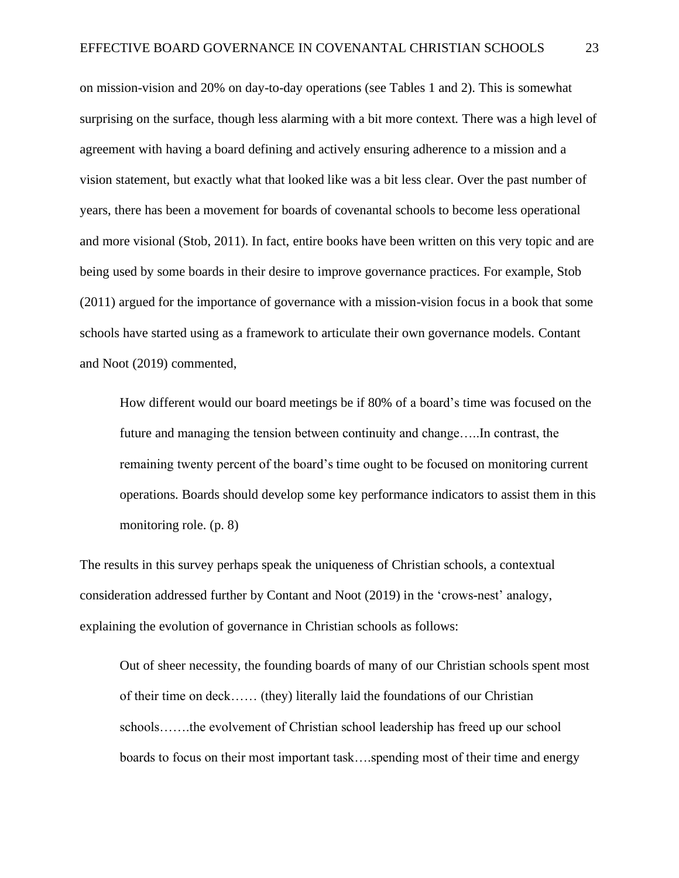on mission-vision and 20% on day-to-day operations (see Tables 1 and 2). This is somewhat surprising on the surface, though less alarming with a bit more context. There was a high level of agreement with having a board defining and actively ensuring adherence to a mission and a vision statement, but exactly what that looked like was a bit less clear. Over the past number of years, there has been a movement for boards of covenantal schools to become less operational and more visional (Stob, 2011). In fact, entire books have been written on this very topic and are being used by some boards in their desire to improve governance practices. For example, Stob (2011) argued for the importance of governance with a mission-vision focus in a book that some schools have started using as a framework to articulate their own governance models. Contant and Noot (2019) commented,

> How different would our board meetings be if 80% of a board's time was focused on the future and managing the tension between continuity and change…..In contrast, the remaining twenty percent of the board's time ought to be focused on monitoring current operations. Boards should develop some key performance indicators to assist them in this monitoring role. (p. 8)

The results in this survey perhaps speak the uniqueness of Christian schools, a contextual consideration addressed further by Contant and Noot (2019) in the 'crows-nest' analogy, explaining the evolution of governance in Christian schools as follows:

> Out of sheer necessity, the founding boards of many of our Christian schools spent most of their time on deck…… (they) literally laid the foundations of our Christian schools…….the evolvement of Christian school leadership has freed up our school boards to focus on their most important task….spending most of their time and energy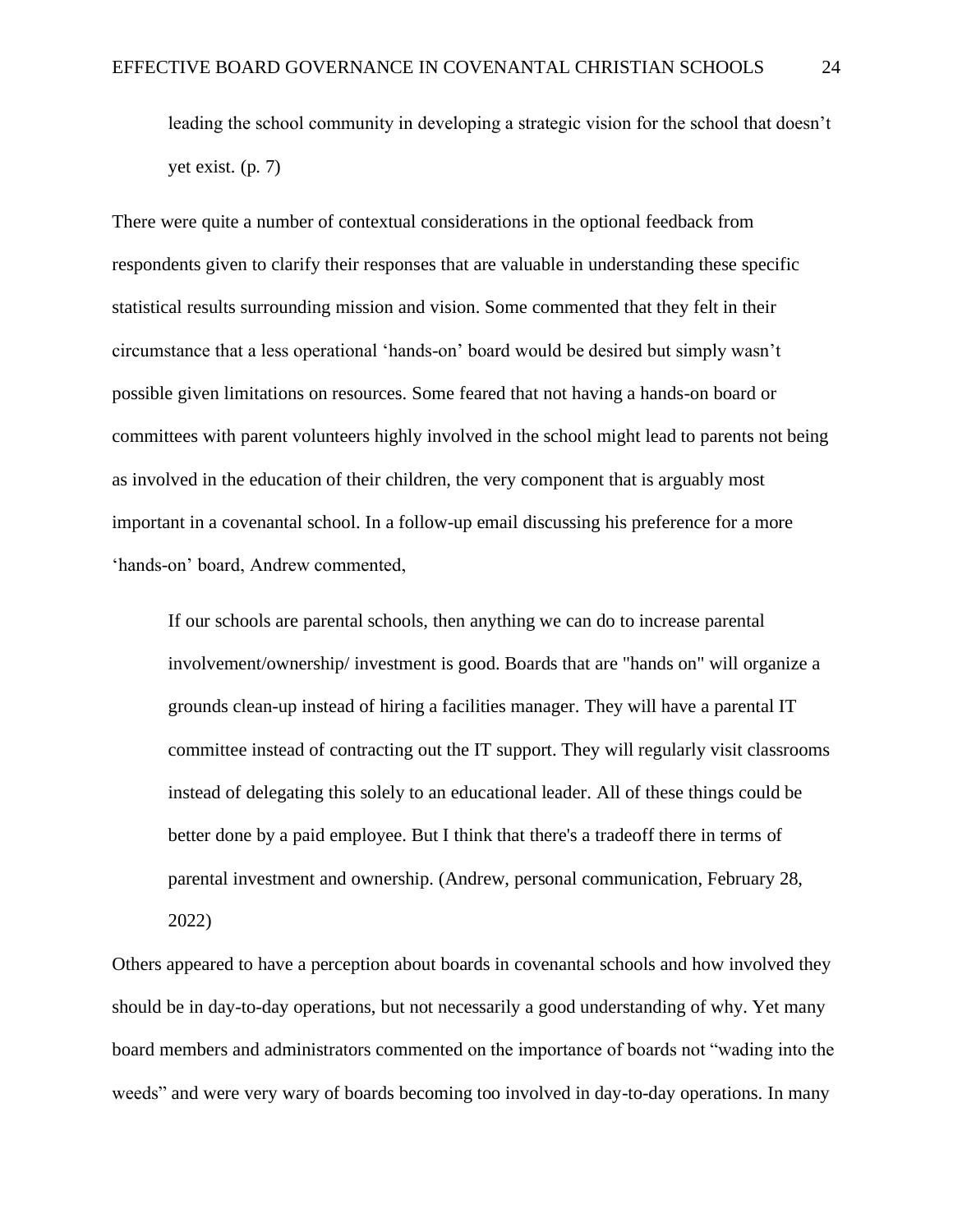> leading the school community in developing a strategic vision for the school that doesn't yet exist. (p. 7)

There were quite a number of contextual considerations in the optional feedback from respondents given to clarify their responses that are valuable in understanding these specific statistical results surrounding mission and vision. Some commented that they felt in their circumstance that a less operational 'hands-on' board would be desired but simply wasn't possible given limitations on resources. Some feared that not having a hands-on board or committees with parent volunteers highly involved in the school might lead to parents not being as involved in the education of their children, the very component that is arguably most important in a covenantal school. In a follow-up email discussing his preference for a more 'hands-on' board, Andrew commented,

> If our schools are parental schools, then anything we can do to increase parental involvement/ownership/ investment is good. Boards that are "hands on" will organize a grounds clean-up instead of hiring a facilities manager. They will have a parental IT committee instead of contracting out the IT support. They will regularly visit classrooms instead of delegating this solely to an educational leader. All of these things could be better done by a paid employee. But I think that there's a tradeoff there in terms of parental investment and ownership. (Andrew, personal communication, February 28, 2022)

Others appeared to have a perception about boards in covenantal schools and how involved they should be in day-to-day operations, but not necessarily a good understanding of why. Yet many board members and administrators commented on the importance of boards not "wading into the weeds" and were very wary of boards becoming too involved in day-to-day operations. In many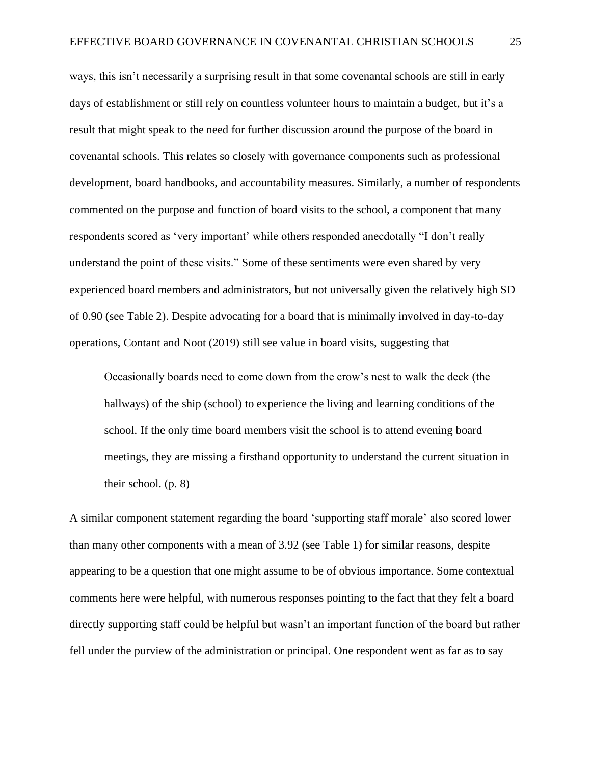ways, this isn't necessarily a surprising result in that some covenantal schools are still in early days of establishment or still rely on countless volunteer hours to maintain a budget, but it's a result that might speak to the need for further discussion around the purpose of the board in covenantal schools. This relates so closely with governance components such as professional development, board handbooks, and accountability measures. Similarly, a number of respondents commented on the purpose and function of board visits to the school, a component that many respondents scored as 'very important' while others responded anecdotally "I don't really understand the point of these visits." Some of these sentiments were even shared by very experienced board members and administrators, but not universally given the relatively high SD of 0.90 (see Table 2). Despite advocating for a board that is minimally involved in day-to-day operations, Contant and Noot (2019) still see value in board visits, suggesting that

> Occasionally boards need to come down from the crow's nest to walk the deck (the hallways) of the ship (school) to experience the living and learning conditions of the school. If the only time board members visit the school is to attend evening board meetings, they are missing a firsthand opportunity to understand the current situation in their school. (p. 8)

A similar component statement regarding the board 'supporting staff morale' also scored lower than many other components with a mean of 3.92 (see Table 1) for similar reasons, despite appearing to be a question that one might assume to be of obvious importance. Some contextual comments here were helpful, with numerous responses pointing to the fact that they felt a board directly supporting staff could be helpful but wasn't an important function of the board but rather fell under the purview of the administration or principal. One respondent went as far as to say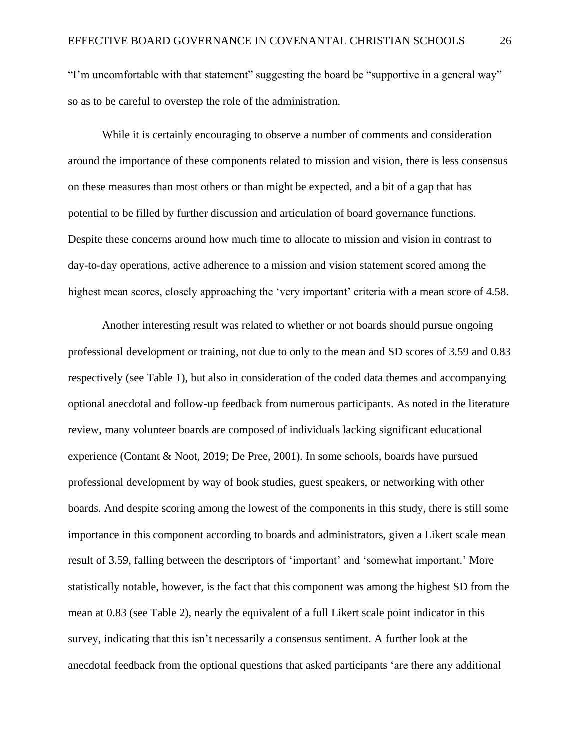"I'm uncomfortable with that statement" suggesting the board be "supportive in a general way" so as to be careful to overstep the role of the administration.

While it is certainly encouraging to observe a number of comments and consideration around the importance of these components related to mission and vision, there is less consensus on these measures than most others or than might be expected, and a bit of a gap that has potential to be filled by further discussion and articulation of board governance functions. Despite these concerns around how much time to allocate to mission and vision in contrast to day-to-day operations, active adherence to a mission and vision statement scored among the highest mean scores, closely approaching the 'very important' criteria with a mean score of 4.58.

Another interesting result was related to whether or not boards should pursue ongoing professional development or training, not due to only to the mean and SD scores of 3.59 and 0.83 respectively (see Table 1), but also in consideration of the coded data themes and accompanying optional anecdotal and follow-up feedback from numerous participants. As noted in the literature review, many volunteer boards are composed of individuals lacking significant educational experience (Contant & Noot, 2019; De Pree, 2001). In some schools, boards have pursued professional development by way of book studies, guest speakers, or networking with other boards. And despite scoring among the lowest of the components in this study, there is still some importance in this component according to boards and administrators, given a Likert scale mean result of 3.59, falling between the descriptors of 'important' and 'somewhat important.' More statistically notable, however, is the fact that this component was among the highest SD from the mean at 0.83 (see Table 2), nearly the equivalent of a full Likert scale point indicator in this survey, indicating that this isn't necessarily a consensus sentiment. A further look at the anecdotal feedback from the optional questions that asked participants 'are there any additional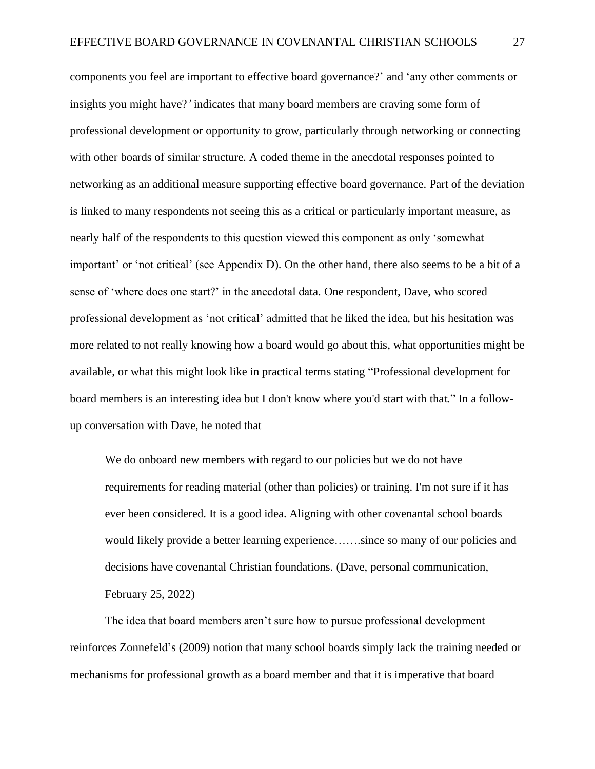components you feel are important to effective board governance?' and 'any other comments or insights you might have?' indicates that many board members are craving some form of professional development or opportunity to grow, particularly through networking or connecting with other boards of similar structure. A coded theme in the anecdotal responses pointed to networking as an additional measure supporting effective board governance. Part of the deviation is linked to many respondents not seeing this as a critical or particularly important measure, as nearly half of the respondents to this question viewed this component as only 'somewhat important' or 'not critical' (see Appendix D). On the other hand, there also seems to be a bit of a sense of 'where does one start?' in the anecdotal data. One respondent, Dave, who scored professional development as 'not critical' admitted that he liked the idea, but his hesitation was more related to not really knowing how a board would go about this, what opportunities might be available, or what this might look like in practical terms stating "Professional development for board members is an interesting idea but I don't know where you'd start with that." In a follow-up conversation with Dave, he noted that

> We do onboard new members with regard to our policies but we do not have requirements for reading material (other than policies) or training. I'm not sure if it has ever been considered. It is a good idea. Aligning with other covenantal school boards would likely provide a better learning experience…….since so many of our policies and decisions have covenantal Christian foundations. (Dave, personal communication, February 25, 2022)

The idea that board members aren't sure how to pursue professional development reinforces Zonnefeld's (2009) notion that many school boards simply lack the training needed or mechanisms for professional growth as a board member and that it is imperative that board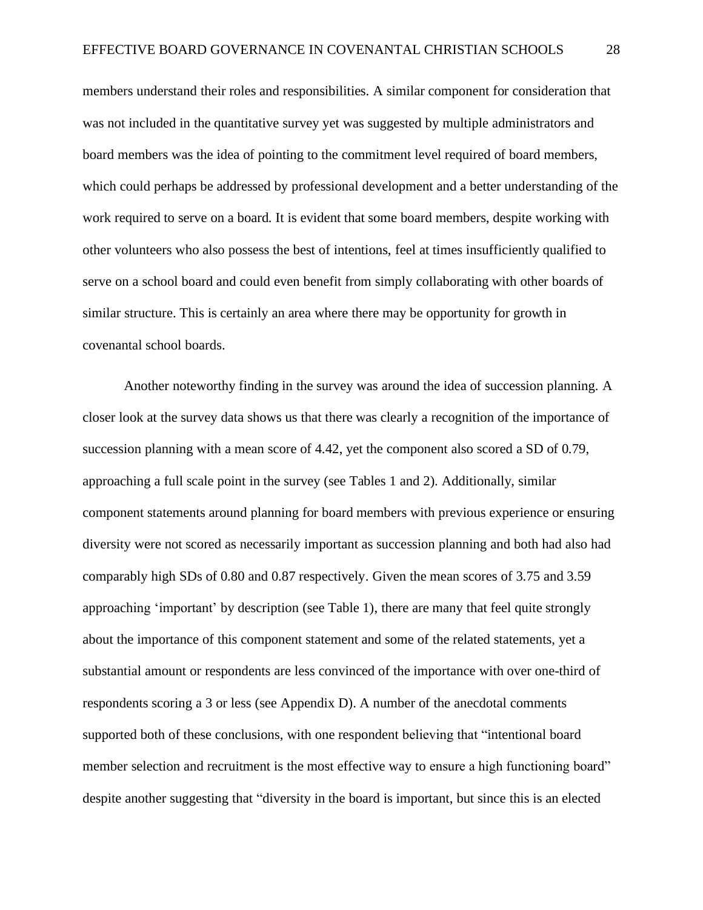members understand their roles and responsibilities. A similar component for consideration that was not included in the quantitative survey yet was suggested by multiple administrators and board members was the idea of pointing to the commitment level required of board members, which could perhaps be addressed by professional development and a better understanding of the work required to serve on a board. It is evident that some board members, despite working with other volunteers who also possess the best of intentions, feel at times insufficiently qualified to serve on a school board and could even benefit from simply collaborating with other boards of similar structure. This is certainly an area where there may be opportunity for growth in covenantal school boards.

Another noteworthy finding in the survey was around the idea of succession planning. A closer look at the survey data shows us that there was clearly a recognition of the importance of succession planning with a mean score of 4.42, yet the component also scored a SD of 0.79, approaching a full scale point in the survey (see Tables 1 and 2). Additionally, similar component statements around planning for board members with previous experience or ensuring diversity were not scored as necessarily important as succession planning and both had also had comparably high SDs of 0.80 and 0.87 respectively. Given the mean scores of 3.75 and 3.59 approaching 'important' by description (see Table 1), there are many that feel quite strongly about the importance of this component statement and some of the related statements, yet a substantial amount or respondents are less convinced of the importance with over one-third of respondents scoring a 3 or less (see Appendix D). A number of the anecdotal comments supported both of these conclusions, with one respondent believing that "intentional board member selection and recruitment is the most effective way to ensure a high functioning board" despite another suggesting that "diversity in the board is important, but since this is an elected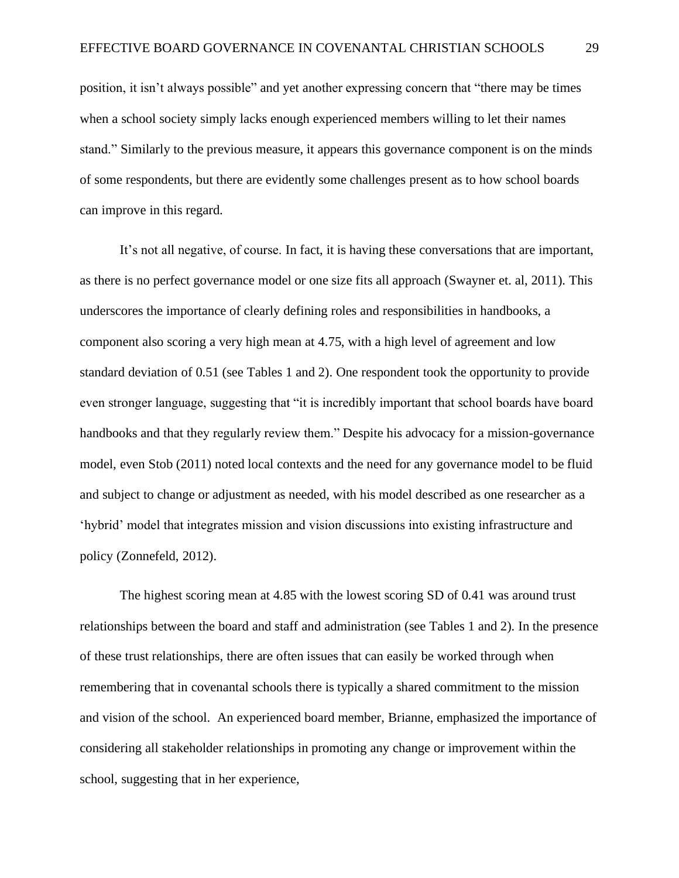position, it isn't always possible" and yet another expressing concern that "there may be times when a school society simply lacks enough experienced members willing to let their names stand." Similarly to the previous measure, it appears this governance component is on the minds of some respondents, but there are evidently some challenges present as to how school boards can improve in this regard.

It's not all negative, of course. In fact, it is having these conversations that are important, as there is no perfect governance model or one size fits all approach (Swayner et. al, 2011). This underscores the importance of clearly defining roles and responsibilities in handbooks, a component also scoring a very high mean at 4.75, with a high level of agreement and low standard deviation of 0.51 (see Tables 1 and 2). One respondent took the opportunity to provide even stronger language, suggesting that "it is incredibly important that school boards have board handbooks and that they regularly review them." Despite his advocacy for a mission-governance model, even Stob (2011) noted local contexts and the need for any governance model to be fluid and subject to change or adjustment as needed, with his model described as one researcher as a 'hybrid' model that integrates mission and vision discussions into existing infrastructure and policy (Zonnefeld, 2012).

The highest scoring mean at 4.85 with the lowest scoring SD of 0.41 was around trust relationships between the board and staff and administration (see Tables 1 and 2). In the presence of these trust relationships, there are often issues that can easily be worked through when remembering that in covenantal schools there is typically a shared commitment to the mission and vision of the school. An experienced board member, Brianne, emphasized the importance of considering all stakeholder relationships in promoting any change or improvement within the school, suggesting that in her experience,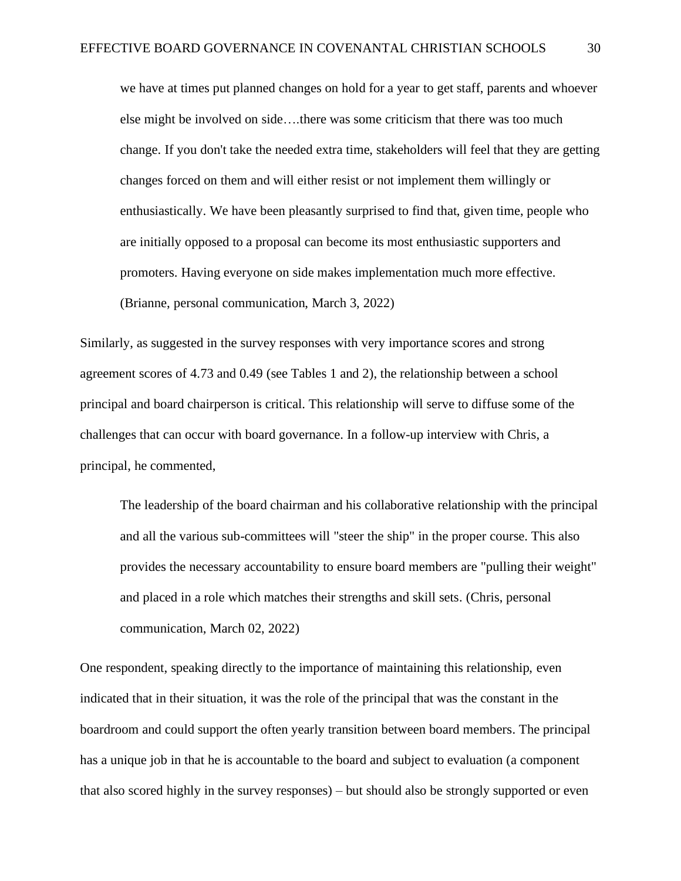> we have at times put planned changes on hold for a year to get staff, parents and whoever else might be involved on side….there was some criticism that there was too much change. If you don't take the needed extra time, stakeholders will feel that they are getting changes forced on them and will either resist or not implement them willingly or enthusiastically. We have been pleasantly surprised to find that, given time, people who are initially opposed to a proposal can become its most enthusiastic supporters and promoters. Having everyone on side makes implementation much more effective. (Brianne, personal communication, March 3, 2022)

Similarly, as suggested in the survey responses with very importance scores and strong agreement scores of 4.73 and 0.49 (see Tables 1 and 2), the relationship between a school principal and board chairperson is critical. This relationship will serve to diffuse some of the challenges that can occur with board governance. In a follow-up interview with Chris, a principal, he commented,

> The leadership of the board chairman and his collaborative relationship with the principal and all the various sub-committees will "steer the ship" in the proper course. This also provides the necessary accountability to ensure board members are "pulling their weight" and placed in a role which matches their strengths and skill sets. (Chris, personal communication, March 02, 2022)

One respondent, speaking directly to the importance of maintaining this relationship, even indicated that in their situation, it was the role of the principal that was the constant in the boardroom and could support the often yearly transition between board members. The principal has a unique job in that he is accountable to the board and subject to evaluation (a component that also scored highly in the survey responses) – but should also be strongly supported or even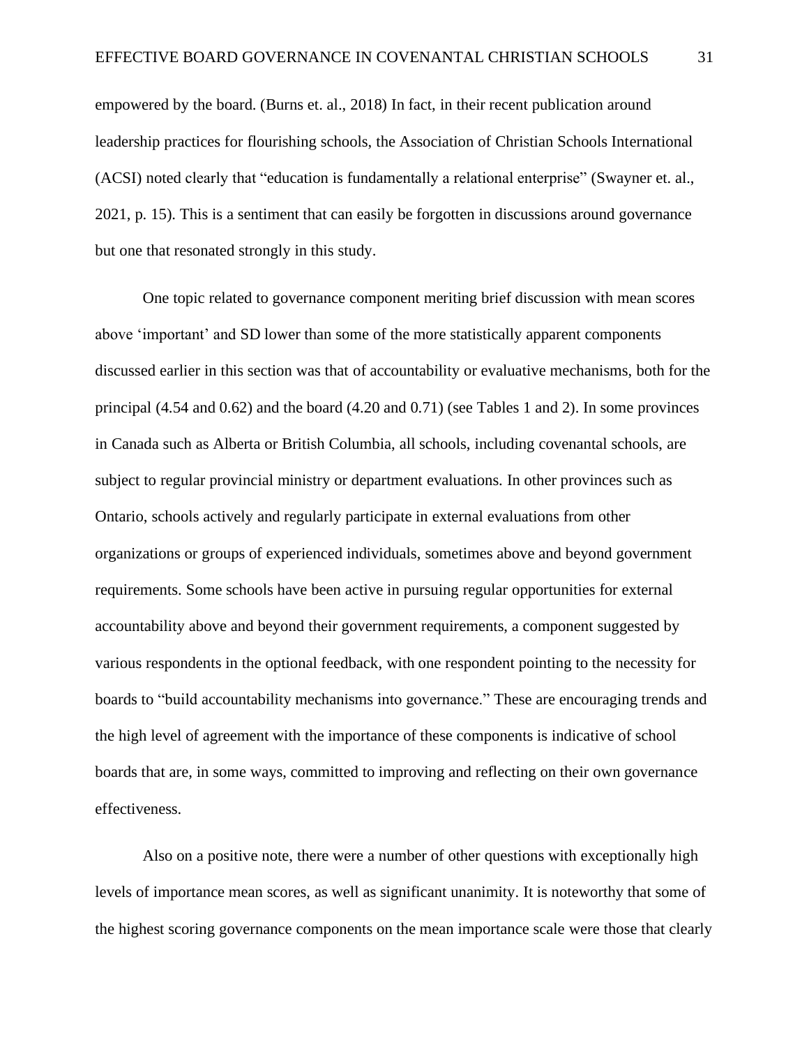empowered by the board. (Burns et. al., 2018) In fact, in their recent publication around leadership practices for flourishing schools, the Association of Christian Schools International (ACSI) noted clearly that "education is fundamentally a relational enterprise" (Swayner et. al., 2021, p. 15). This is a sentiment that can easily be forgotten in discussions around governance but one that resonated strongly in this study.

One topic related to governance component meriting brief discussion with mean scores above 'important' and SD lower than some of the more statistically apparent components discussed earlier in this section was that of accountability or evaluative mechanisms, both for the principal (4.54 and 0.62) and the board (4.20 and 0.71) (see Tables 1 and 2). In some provinces in Canada such as Alberta or British Columbia, all schools, including covenantal schools, are subject to regular provincial ministry or department evaluations. In other provinces such as Ontario, schools actively and regularly participate in external evaluations from other organizations or groups of experienced individuals, sometimes above and beyond government requirements. Some schools have been active in pursuing regular opportunities for external accountability above and beyond their government requirements, a component suggested by various respondents in the optional feedback, with one respondent pointing to the necessity for boards to "build accountability mechanisms into governance." These are encouraging trends and the high level of agreement with the importance of these components is indicative of school boards that are, in some ways, committed to improving and reflecting on their own governance effectiveness.

Also on a positive note, there were a number of other questions with exceptionally high levels of importance mean scores, as well as significant unanimity. It is noteworthy that some of the highest scoring governance components on the mean importance scale were those that clearly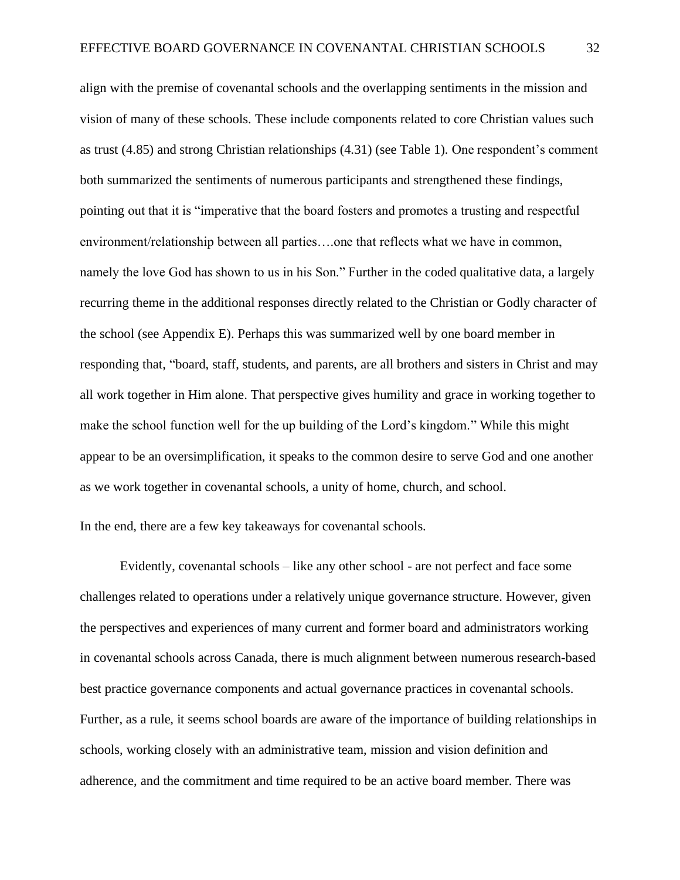align with the premise of covenantal schools and the overlapping sentiments in the mission and vision of many of these schools. These include components related to core Christian values such as trust (4.85) and strong Christian relationships (4.31) (see Table 1). One respondent's comment both summarized the sentiments of numerous participants and strengthened these findings, pointing out that it is "imperative that the board fosters and promotes a trusting and respectful environment/relationship between all parties….one that reflects what we have in common, namely the love God has shown to us in his Son." Further in the coded qualitative data, a largely recurring theme in the additional responses directly related to the Christian or Godly character of the school (see Appendix E). Perhaps this was summarized well by one board member in responding that, "board, staff, students, and parents, are all brothers and sisters in Christ and may all work together in Him alone. That perspective gives humility and grace in working together to make the school function well for the up building of the Lord's kingdom." While this might appear to be an oversimplification, it speaks to the common desire to serve God and one another as we work together in covenantal schools, a unity of home, church, and school.

In the end, there are a few key takeaways for covenantal schools.

Evidently, covenantal schools – like any other school - are not perfect and face some challenges related to operations under a relatively unique governance structure. However, given the perspectives and experiences of many current and former board and administrators working in covenantal schools across Canada, there is much alignment between numerous research-based best practice governance components and actual governance practices in covenantal schools. Further, as a rule, it seems school boards are aware of the importance of building relationships in schools, working closely with an administrative team, mission and vision definition and adherence, and the commitment and time required to be an active board member. There was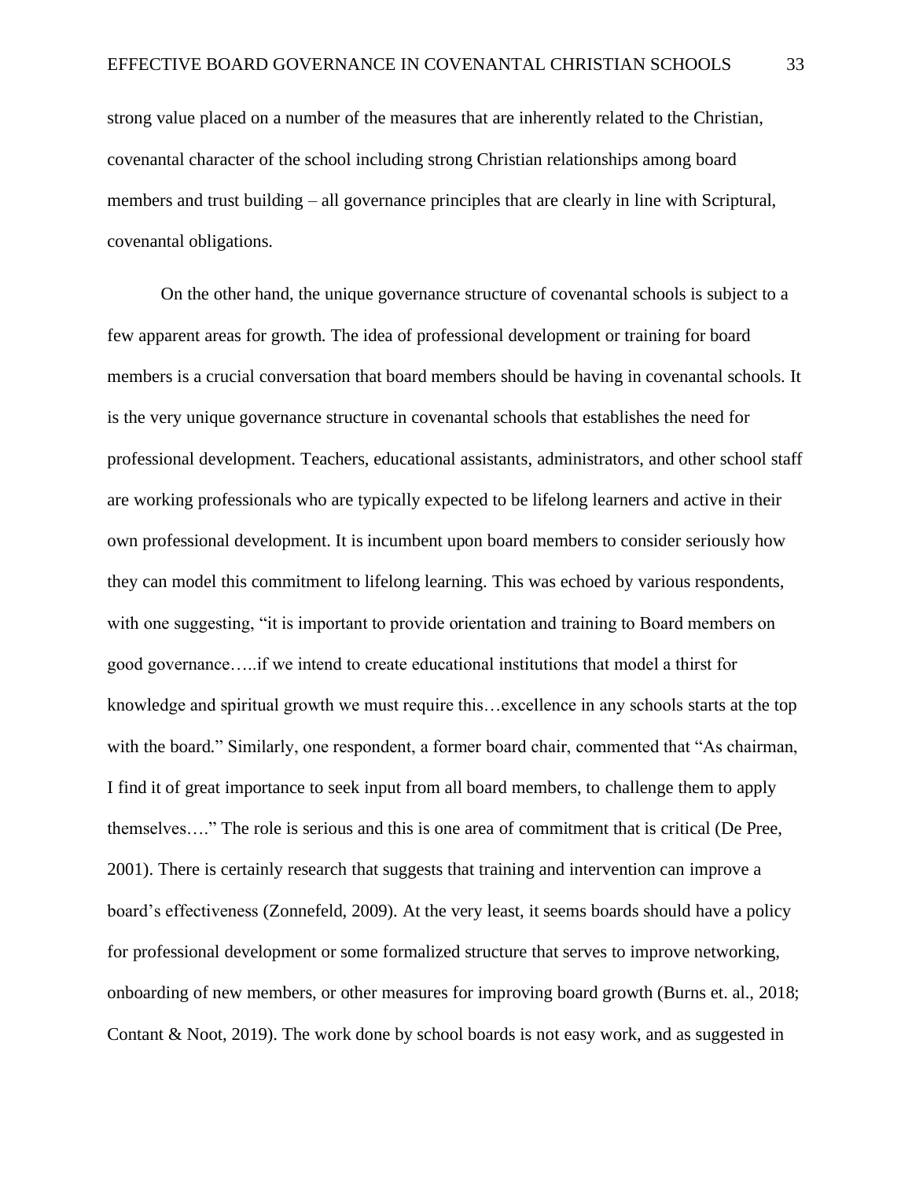strong value placed on a number of the measures that are inherently related to the Christian, covenantal character of the school including strong Christian relationships among board members and trust building – all governance principles that are clearly in line with Scriptural, covenantal obligations.

On the other hand, the unique governance structure of covenantal schools is subject to a few apparent areas for growth. The idea of professional development or training for board members is a crucial conversation that board members should be having in covenantal schools. It is the very unique governance structure in covenantal schools that establishes the need for professional development. Teachers, educational assistants, administrators, and other school staff are working professionals who are typically expected to be lifelong learners and active in their own professional development. It is incumbent upon board members to consider seriously how they can model this commitment to lifelong learning. This was echoed by various respondents, with one suggesting, "it is important to provide orientation and training to Board members on good governance…..if we intend to create educational institutions that model a thirst for knowledge and spiritual growth we must require this…excellence in any schools starts at the top with the board." Similarly, one respondent, a former board chair, commented that "As chairman, I find it of great importance to seek input from all board members, to challenge them to apply themselves…." The role is serious and this is one area of commitment that is critical (De Pree, 2001). There is certainly research that suggests that training and intervention can improve a board's effectiveness (Zonnefeld, 2009). At the very least, it seems boards should have a policy for professional development or some formalized structure that serves to improve networking, onboarding of new members, or other measures for improving board growth (Burns et. al., 2018; Contant & Noot, 2019). The work done by school boards is not easy work, and as suggested in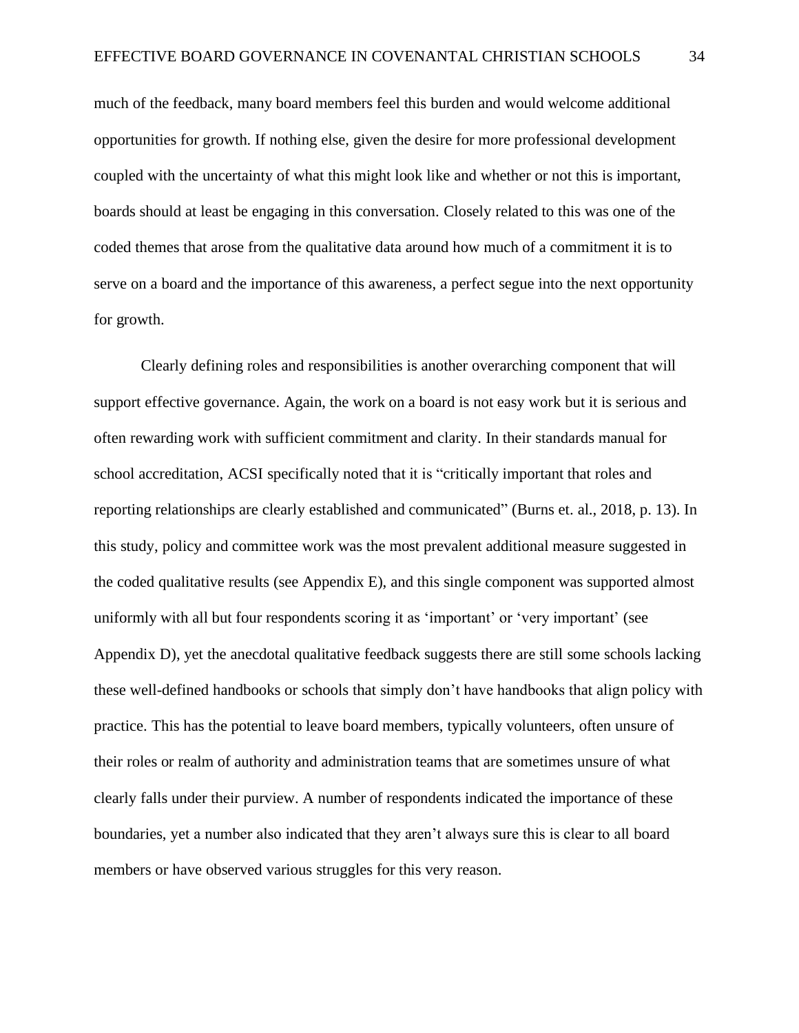much of the feedback, many board members feel this burden and would welcome additional opportunities for growth. If nothing else, given the desire for more professional development coupled with the uncertainty of what this might look like and whether or not this is important, boards should at least be engaging in this conversation. Closely related to this was one of the coded themes that arose from the qualitative data around how much of a commitment it is to serve on a board and the importance of this awareness, a perfect segue into the next opportunity for growth.

Clearly defining roles and responsibilities is another overarching component that will support effective governance. Again, the work on a board is not easy work but it is serious and often rewarding work with sufficient commitment and clarity. In their standards manual for school accreditation, ACSI specifically noted that it is "critically important that roles and reporting relationships are clearly established and communicated" (Burns et. al., 2018, p. 13). In this study, policy and committee work was the most prevalent additional measure suggested in the coded qualitative results (see Appendix E), and this single component was supported almost uniformly with all but four respondents scoring it as 'important' or 'very important' (see Appendix D), yet the anecdotal qualitative feedback suggests there are still some schools lacking these well-defined handbooks or schools that simply don't have handbooks that align policy with practice. This has the potential to leave board members, typically volunteers, often unsure of their roles or realm of authority and administration teams that are sometimes unsure of what clearly falls under their purview. A number of respondents indicated the importance of these boundaries, yet a number also indicated that they aren't always sure this is clear to all board members or have observed various struggles for this very reason.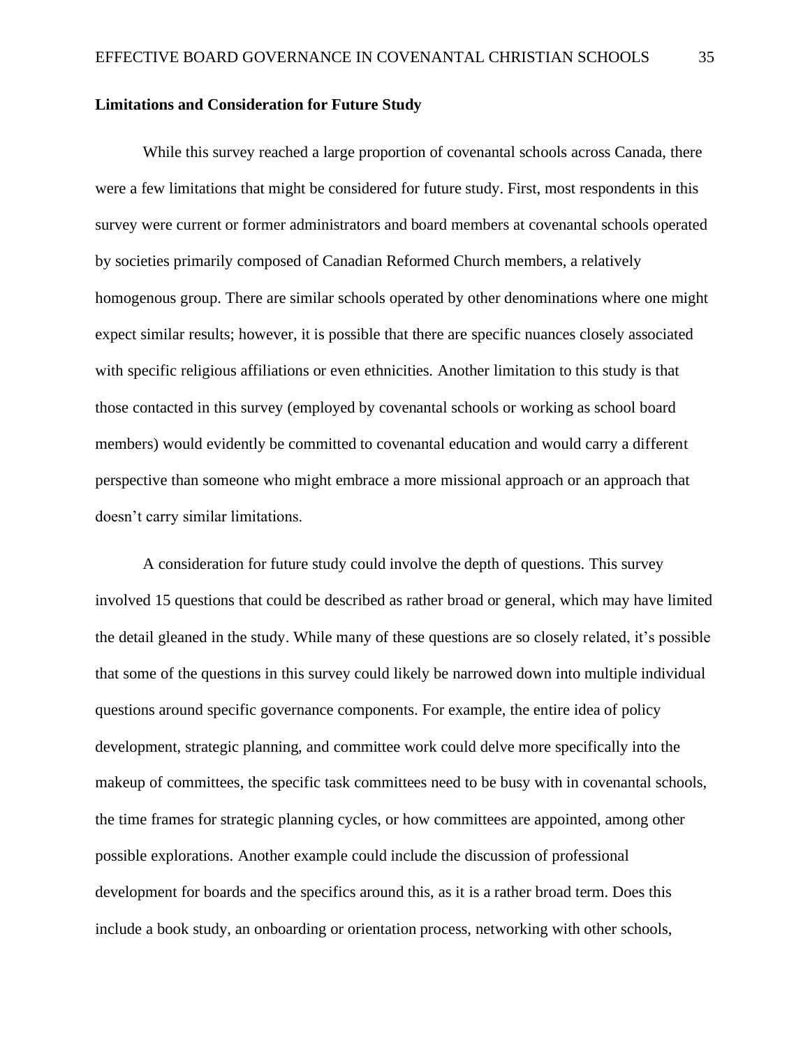### Limitations and Consideration for Future Study

While this survey reached a large proportion of covenantal schools across Canada, there were a few limitations that might be considered for future study. First, most respondents in this survey were current or former administrators and board members at covenantal schools operated by societies primarily composed of Canadian Reformed Church members, a relatively homogenous group. There are similar schools operated by other denominations where one might expect similar results; however, it is possible that there are specific nuances closely associated with specific religious affiliations or even ethnicities. Another limitation to this study is that those contacted in this survey (employed by covenantal schools or working as school board members) would evidently be committed to covenantal education and would carry a different perspective than someone who might embrace a more missional approach or an approach that doesn't carry similar limitations.

A consideration for future study could involve the depth of questions. This survey involved 15 questions that could be described as rather broad or general, which may have limited the detail gleaned in the study. While many of these questions are so closely related, it's possible that some of the questions in this survey could likely be narrowed down into multiple individual questions around specific governance components. For example, the entire idea of policy development, strategic planning, and committee work could delve more specifically into the makeup of committees, the specific task committees need to be busy with in covenantal schools, the time frames for strategic planning cycles, or how committees are appointed, among other possible explorations. Another example could include the discussion of professional development for boards and the specifics around this, as it is a rather broad term. Does this include a book study, an onboarding or orientation process, networking with other schools,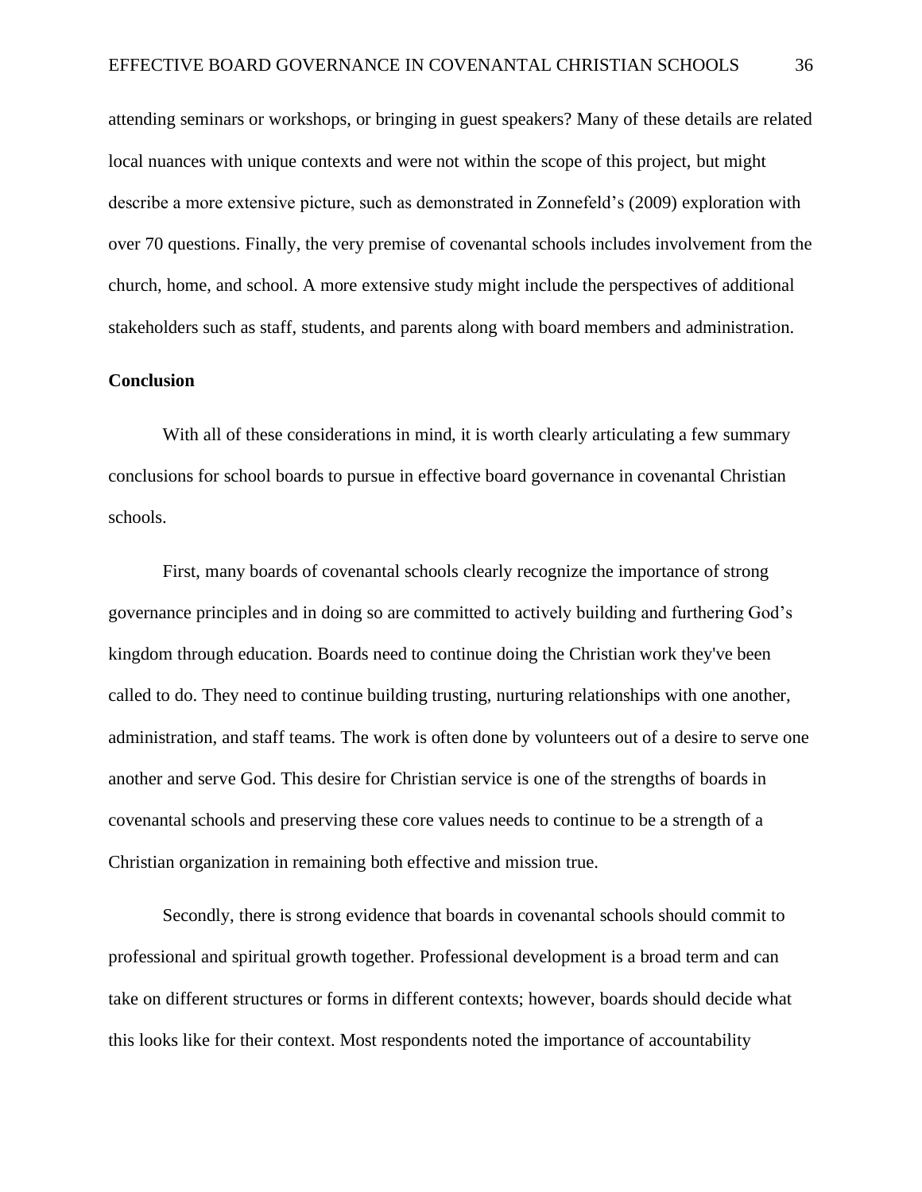attending seminars or workshops, or bringing in guest speakers? Many of these details are related local nuances with unique contexts and were not within the scope of this project, but might describe a more extensive picture, such as demonstrated in Zonnefeld's (2009) exploration with over 70 questions. Finally, the very premise of covenantal schools includes involvement from the church, home, and school. A more extensive study might include the perspectives of additional stakeholders such as staff, students, and parents along with board members and administration.

**Conclusion**

With all of these considerations in mind, it is worth clearly articulating a few summary conclusions for school boards to pursue in effective board governance in covenantal Christian schools.

First, many boards of covenantal schools clearly recognize the importance of strong governance principles and in doing so are committed to actively building and furthering God's kingdom through education. Boards need to continue doing the Christian work they've been called to do. They need to continue building trusting, nurturing relationships with one another, administration, and staff teams. The work is often done by volunteers out of a desire to serve one another and serve God. This desire for Christian service is one of the strengths of boards in covenantal schools and preserving these core values needs to continue to be a strength of a Christian organization in remaining both effective and mission true.

Secondly, there is strong evidence that boards in covenantal schools should commit to professional and spiritual growth together. Professional development is a broad term and can take on different structures or forms in different contexts; however, boards should decide what this looks like for their context. Most respondents noted the importance of accountability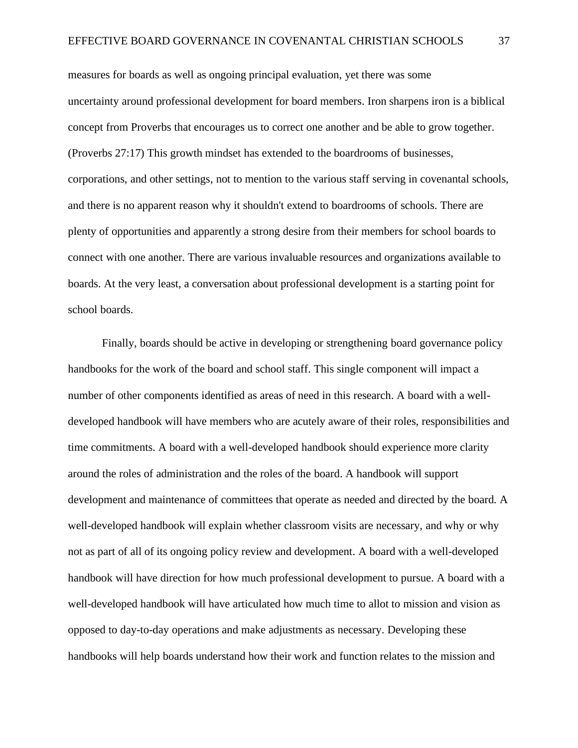measures for boards as well as ongoing principal evaluation, yet there was some uncertainty around professional development for board members. Iron sharpens iron is a biblical concept from Proverbs that encourages us to correct one another and be able to grow together. (Proverbs 27:17) This growth mindset has extended to the boardrooms of businesses, corporations, and other settings, not to mention to the various staff serving in covenantal schools, and there is no apparent reason why it shouldn't extend to boardrooms of schools. There are plenty of opportunities and apparently a strong desire from their members for school boards to connect with one another. There are various invaluable resources and organizations available to boards. At the very least, a conversation about professional development is a starting point for school boards.

Finally, boards should be active in developing or strengthening board governance policy handbooks for the work of the board and school staff. This single component will impact a number of other components identified as areas of need in this research. A board with a well-developed handbook will have members who are acutely aware of their roles, responsibilities and time commitments. A board with a well-developed handbook should experience more clarity around the roles of administration and the roles of the board. A handbook will support development and maintenance of committees that operate as needed and directed by the board. A well-developed handbook will explain whether classroom visits are necessary, and why or why not as part of all of its ongoing policy review and development. A board with a well-developed handbook will have direction for how much professional development to pursue. A board with a well-developed handbook will have articulated how much time to allot to mission and vision as opposed to day-to-day operations and make adjustments as necessary. Developing these handbooks will help boards understand how their work and function relates to the mission and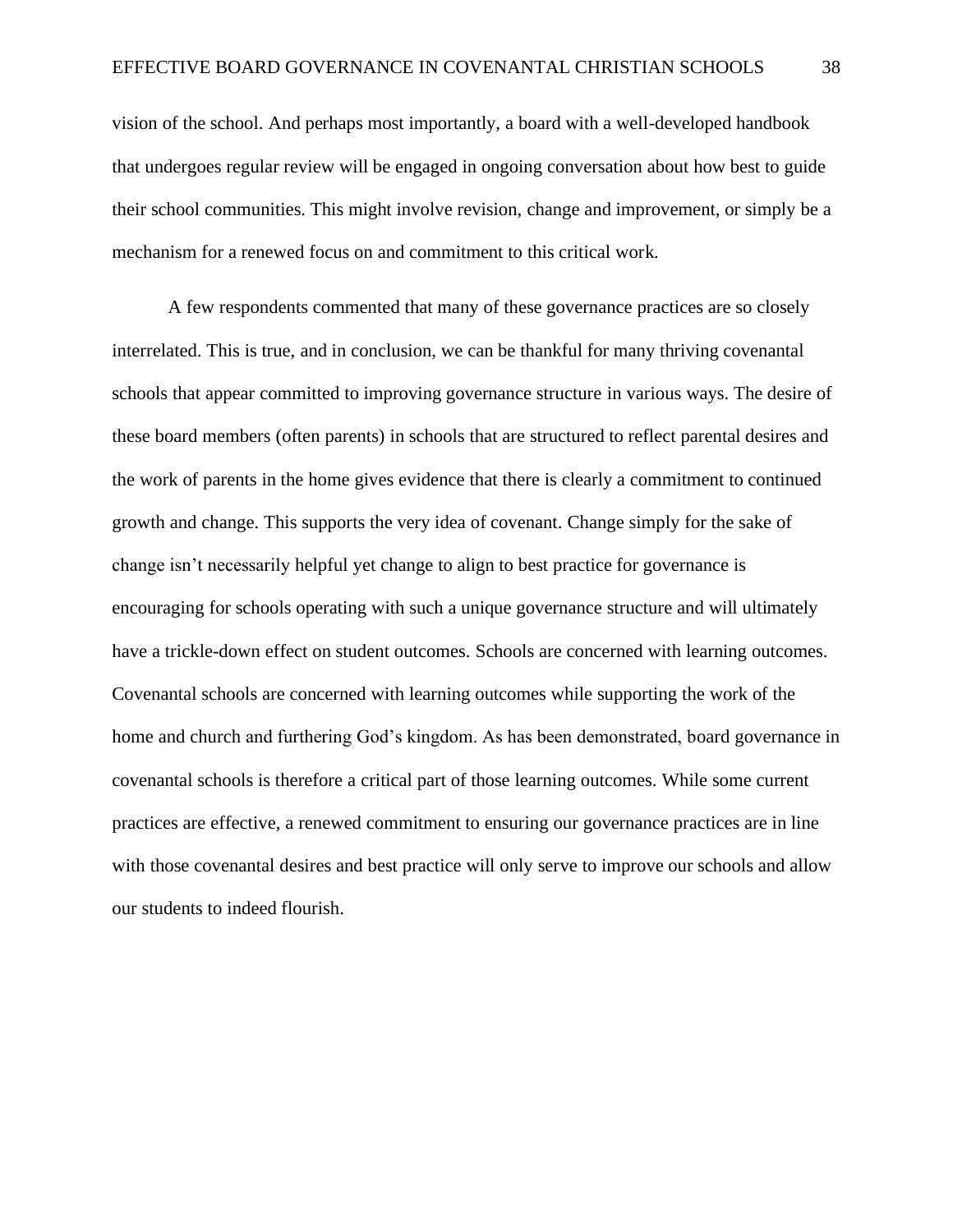vision of the school. And perhaps most importantly, a board with a well-developed handbook that undergoes regular review will be engaged in ongoing conversation about how best to guide their school communities. This might involve revision, change and improvement, or simply be a mechanism for a renewed focus on and commitment to this critical work.

A few respondents commented that many of these governance practices are so closely interrelated. This is true, and in conclusion, we can be thankful for many thriving covenantal schools that appear committed to improving governance structure in various ways. The desire of these board members (often parents) in schools that are structured to reflect parental desires and the work of parents in the home gives evidence that there is clearly a commitment to continued growth and change. This supports the very idea of covenant. Change simply for the sake of change isn't necessarily helpful yet change to align to best practice for governance is encouraging for schools operating with such a unique governance structure and will ultimately have a trickle-down effect on student outcomes. Schools are concerned with learning outcomes. Covenantal schools are concerned with learning outcomes while supporting the work of the home and church and furthering God's kingdom. As has been demonstrated, board governance in covenantal schools is therefore a critical part of those learning outcomes. While some current practices are effective, a renewed commitment to ensuring our governance practices are in line with those covenantal desires and best practice will only serve to improve our schools and allow our students to indeed flourish.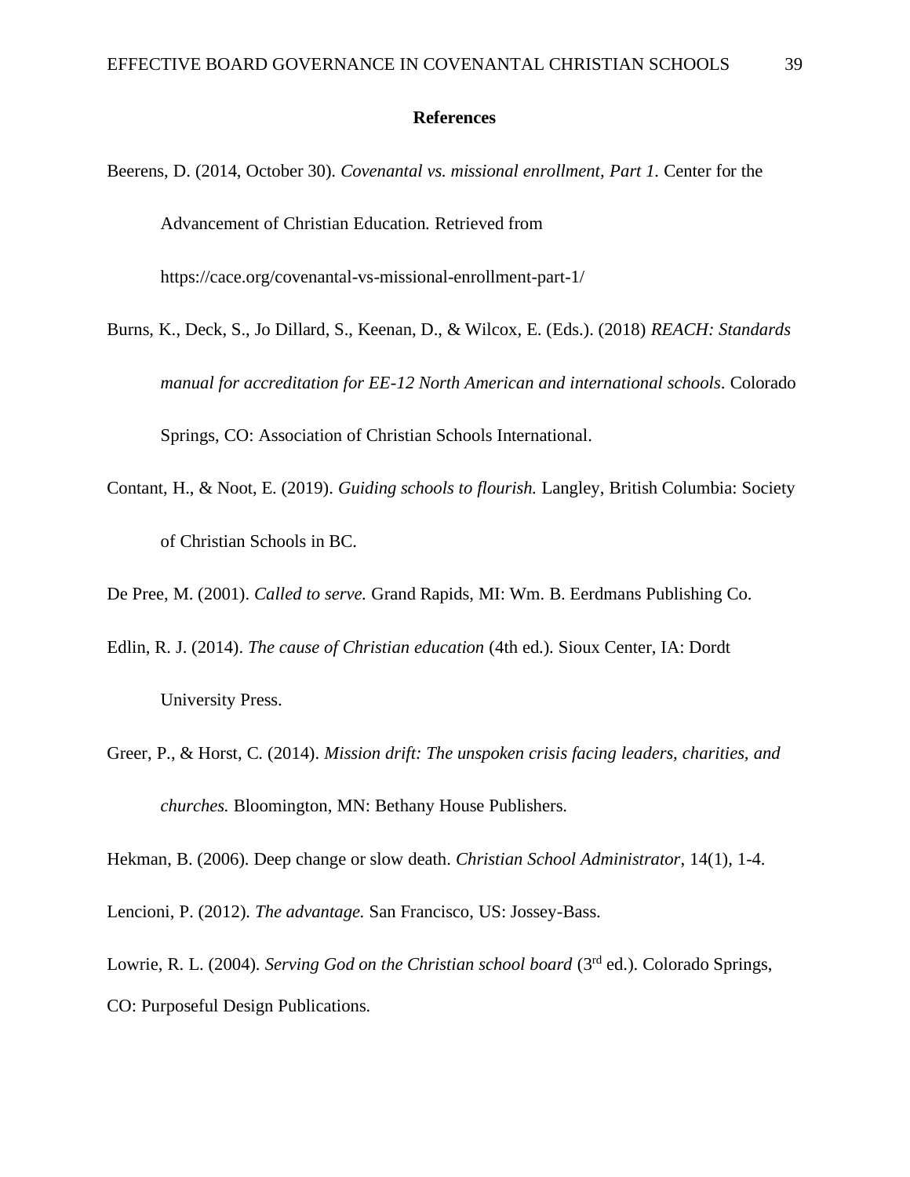## References

Beerens, D. (2014, October 30). *Covenantal vs. missional enrollment, Part 1*. Center for the Advancement of Christian Education. Retrieved from https://cace.org/covenantal-vs-missional-enrollment-part-1/

Burns, K., Deck, S., Jo Dillard, S., Keenan, D., & Wilcox, E. (Eds.). (2018) *REACH: Standards manual for accreditation for EE-12 North American and international schools*. Colorado Springs, CO: Association of Christian Schools International.

Contant, H., & Noot, E. (2019). *Guiding schools to flourish.* Langley, British Columbia: Society of Christian Schools in BC.

De Pree, M. (2001). *Called to serve.* Grand Rapids, MI: Wm. B. Eerdmans Publishing Co.

Edlin, R. J. (2014). *The cause of Christian education* (4th ed.). Sioux Center, IA: Dordt University Press.

Greer, P., & Horst, C. (2014). *Mission drift: The unspoken crisis facing leaders, charities, and churches.* Bloomington, MN: Bethany House Publishers.

Hekman, B. (2006). Deep change or slow death. *Christian School Administrator*, 14(1), 1-4.

Lencioni, P. (2012). *The advantage.* San Francisco, US: Jossey-Bass.

Lowrie, R. L. (2004). *Serving God on the Christian school board* (3rd ed.). Colorado Springs, CO: Purposeful Design Publications.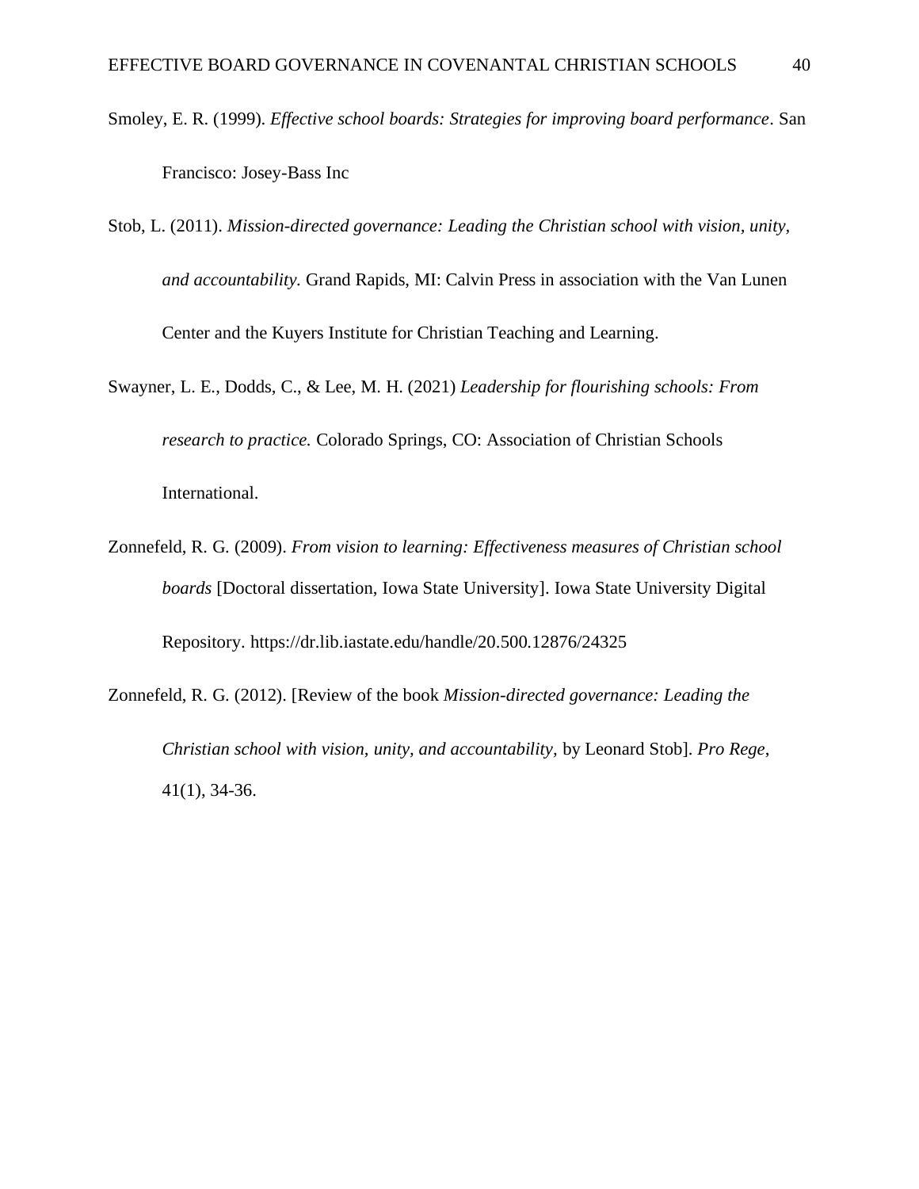Smoley, E. R. (1999). *Effective school boards: Strategies for improving board performance*. San Francisco: Josey-Bass Inc

Stob, L. (2011). *Mission-directed governance: Leading the Christian school with vision, unity, and accountability.* Grand Rapids, MI: Calvin Press in association with the Van Lunen Center and the Kuyers Institute for Christian Teaching and Learning.

Swayner, L. E., Dodds, C., & Lee, M. H. (2021) *Leadership for flourishing schools: From research to practice.* Colorado Springs, CO: Association of Christian Schools International.

Zonnefeld, R. G. (2009). *From vision to learning: Effectiveness measures of Christian school boards* [Doctoral dissertation, Iowa State University]. Iowa State University Digital Repository. https://dr.lib.iastate.edu/handle/20.500.12876/24325

Zonnefeld, R. G. (2012). [Review of the book *Mission-directed governance: Leading the Christian school with vision, unity, and accountability,* by Leonard Stob]. *Pro Rege*, 41(1), 34-36.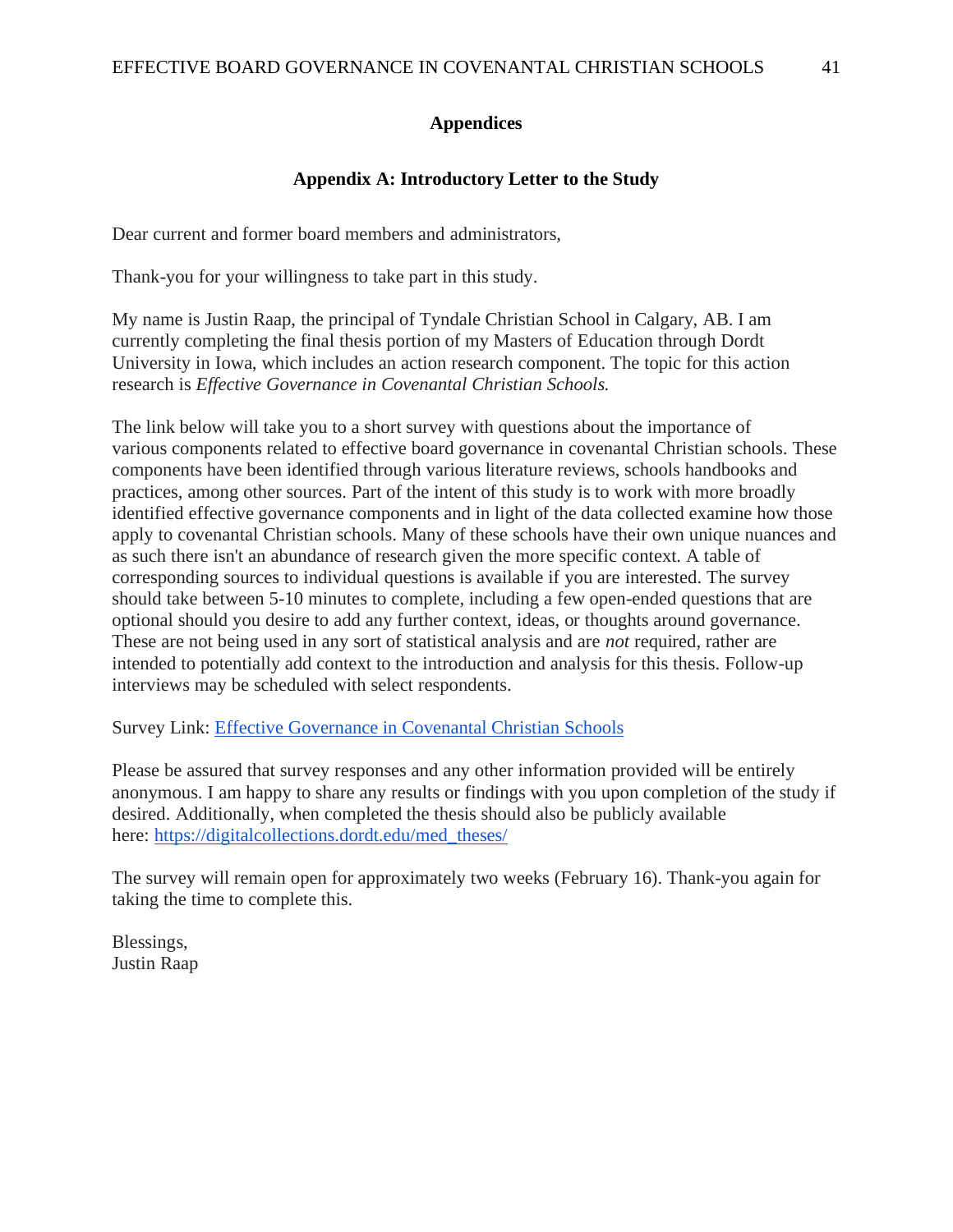## Appendices

### Appendix A: Introductory Letter to the Study

Dear current and former board members and administrators,

Thank-you for your willingness to take part in this study.

My name is Justin Raap, the principal of Tyndale Christian School in Calgary, AB. I am currently completing the final thesis portion of my Masters of Education through Dordt University in Iowa, which includes an action research component. The topic for this action research is *Effective Governance in Covenantal Christian Schools.*

The link below will take you to a short survey with questions about the importance of various components related to effective board governance in covenantal Christian schools. These components have been identified through various literature reviews, schools handbooks and practices, among other sources. Part of the intent of this study is to work with more broadly identified effective governance components and in light of the data collected examine how those apply to covenantal Christian schools. Many of these schools have their own unique nuances and as such there isn't an abundance of research given the more specific context. A table of corresponding sources to individual questions is available if you are interested. The survey should take between 5-10 minutes to complete, including a few open-ended questions that are optional should you desire to add any further context, ideas, or thoughts around governance. These are not being used in any sort of statistical analysis and are *not* required, rather are intended to potentially add context to the introduction and analysis for this thesis. Follow-up interviews may be scheduled with select respondents.

Survey Link: Effective Governance in Covenantal Christian Schools

Please be assured that survey responses and any other information provided will be entirely anonymous. I am happy to share any results or findings with you upon completion of the study if desired. Additionally, when completed the thesis should also be publicly available here: https://digitalcollections.dordt.edu/med_theses/

The survey will remain open for approximately two weeks (February 16). Thank-you again for taking the time to complete this.

Blessings,
Justin Raap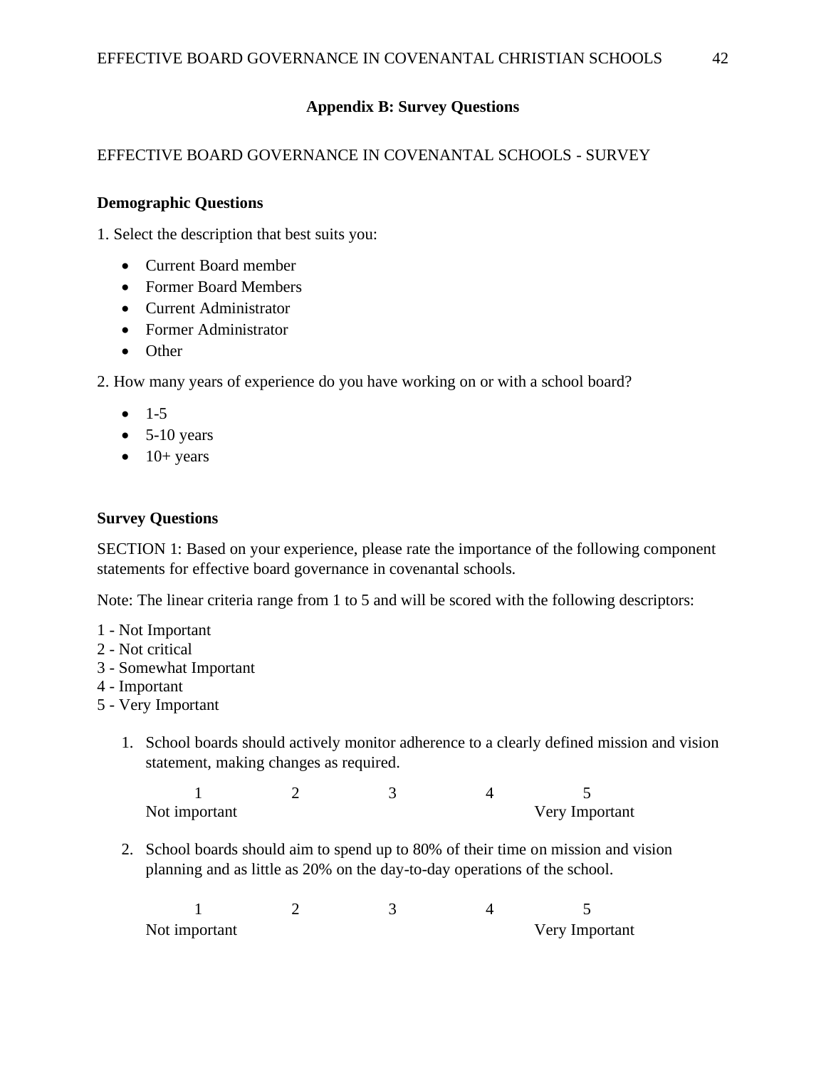## Appendix B: Survey Questions

EFFECTIVE BOARD GOVERNANCE IN COVENANTAL SCHOOLS - SURVEY

**Demographic Questions**

1. Select the description that best suits you:

- Current Board member
- Former Board Members
- Current Administrator
- Former Administrator
- Other

2. How many years of experience do you have working on or with a school board?

- 1-5
- 5-10 years
- 10+ years

**Survey Questions**

SECTION 1: Based on your experience, please rate the importance of the following component statements for effective board governance in covenantal schools.

Note: The linear criteria range from 1 to 5 and will be scored with the following descriptors:

1 - Not Important
2 - Not critical
3 - Somewhat Important
4 - Important
5 - Very Important

1. School boards should actively monitor adherence to a clearly defined mission and vision statement, making changes as required.

| 1 | 2 | 3 | 4 | 5 |
|---|---|---|---|---|
| Not important | | | | Very Important |

2. School boards should aim to spend up to 80% of their time on mission and vision planning and as little as 20% on the day-to-day operations of the school.

| 1 | 2 | 3 | 4 | 5 |
|---|---|---|---|---|
| Not important | | | | Very Important |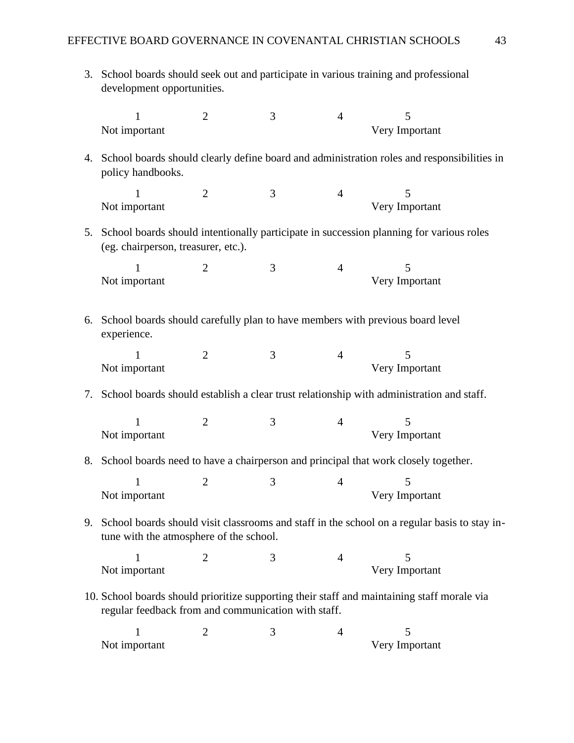3. School boards should seek out and participate in various training and professional development opportunities.

| 1 | 2 | 3 | 4 | 5 |
|---|---|---|---|---|
| Not important | | | | Very Important |

4. School boards should clearly define board and administration roles and responsibilities in policy handbooks.

| 1 | 2 | 3 | 4 | 5 |
|---|---|---|---|---|
| Not important | | | | Very Important |

5. School boards should intentionally participate in succession planning for various roles (eg. chairperson, treasurer, etc.).

| 1 | 2 | 3 | 4 | 5 |
|---|---|---|---|---|
| Not important | | | | Very Important |

6. School boards should carefully plan to have members with previous board level experience.

| 1 | 2 | 3 | 4 | 5 |
|---|---|---|---|---|
| Not important | | | | Very Important |

7. School boards should establish a clear trust relationship with administration and staff.

| 1 | 2 | 3 | 4 | 5 |
|---|---|---|---|---|
| Not important | | | | Very Important |

8. School boards need to have a chairperson and principal that work closely together.

| 1 | 2 | 3 | 4 | 5 |
|---|---|---|---|---|
| Not important | | | | Very Important |

9. School boards should visit classrooms and staff in the school on a regular basis to stay in-tune with the atmosphere of the school.

| 1 | 2 | 3 | 4 | 5 |
|---|---|---|---|---|
| Not important | | | | Very Important |

10. School boards should prioritize supporting their staff and maintaining staff morale via regular feedback from and communication with staff.

| 1 | 2 | 3 | 4 | 5 |
|---|---|---|---|---|
| Not important | | | | Very Important |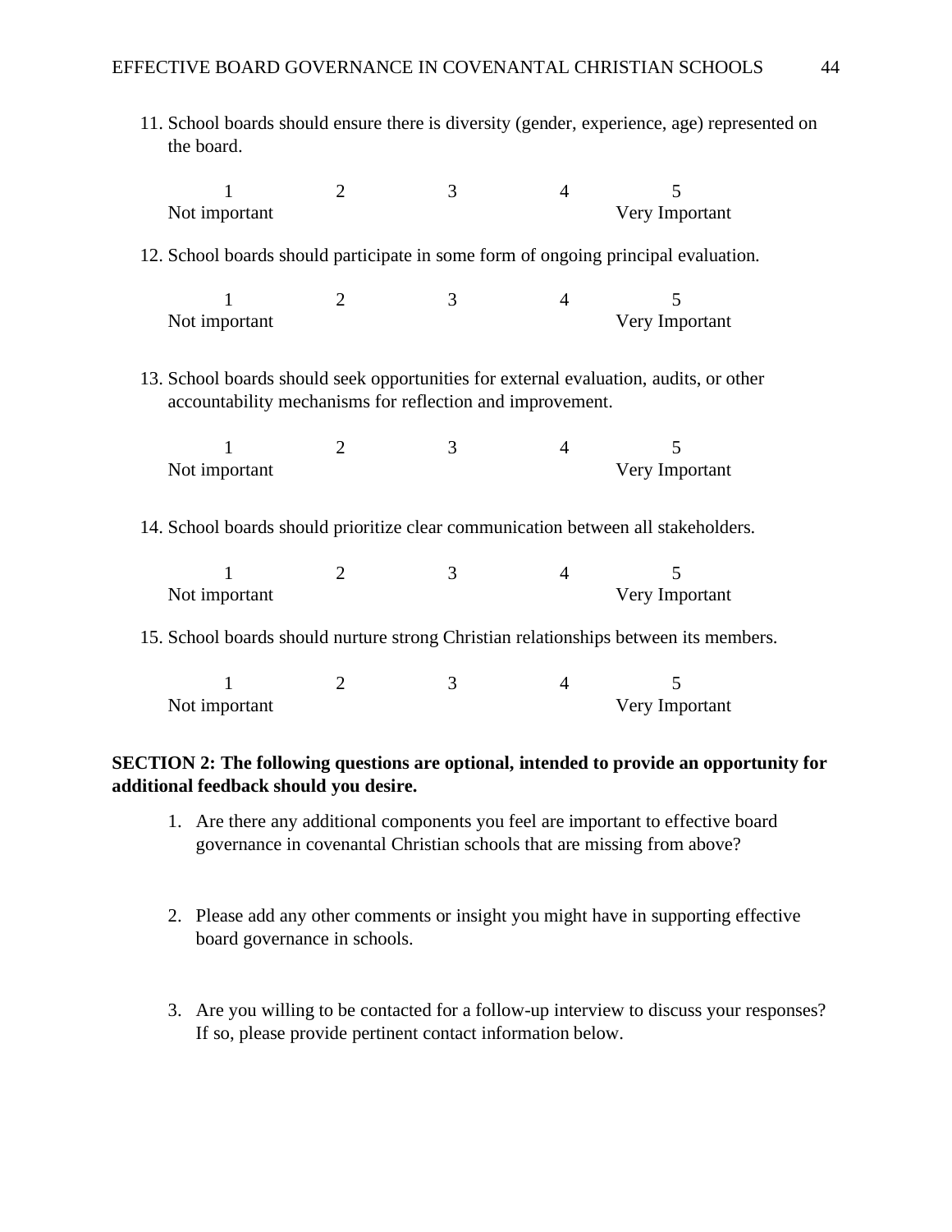11. School boards should ensure there is diversity (gender, experience, age) represented on the board.

| 1 | 2 | 3 | 4 | 5 |
|---|---|---|---|---|
| Not important | | | | Very Important |

12. School boards should participate in some form of ongoing principal evaluation.

| 1 | 2 | 3 | 4 | 5 |
|---|---|---|---|---|
| Not important | | | | Very Important |

13. School boards should seek opportunities for external evaluation, audits, or other accountability mechanisms for reflection and improvement.

| 1 | 2 | 3 | 4 | 5 |
|---|---|---|---|---|
| Not important | | | | Very Important |

14. School boards should prioritize clear communication between all stakeholders.

| 1 | 2 | 3 | 4 | 5 |
|---|---|---|---|---|
| Not important | | | | Very Important |

15. School boards should nurture strong Christian relationships between its members.

| 1 | 2 | 3 | 4 | 5 |
|---|---|---|---|---|
| Not important | | | | Very Important |

**SECTION 2: The following questions are optional, intended to provide an opportunity for additional feedback should you desire.**

1. Are there any additional components you feel are important to effective board governance in covenantal Christian schools that are missing from above?

2. Please add any other comments or insight you might have in supporting effective board governance in schools.

3. Are you willing to be contacted for a follow-up interview to discuss your responses? If so, please provide pertinent contact information below.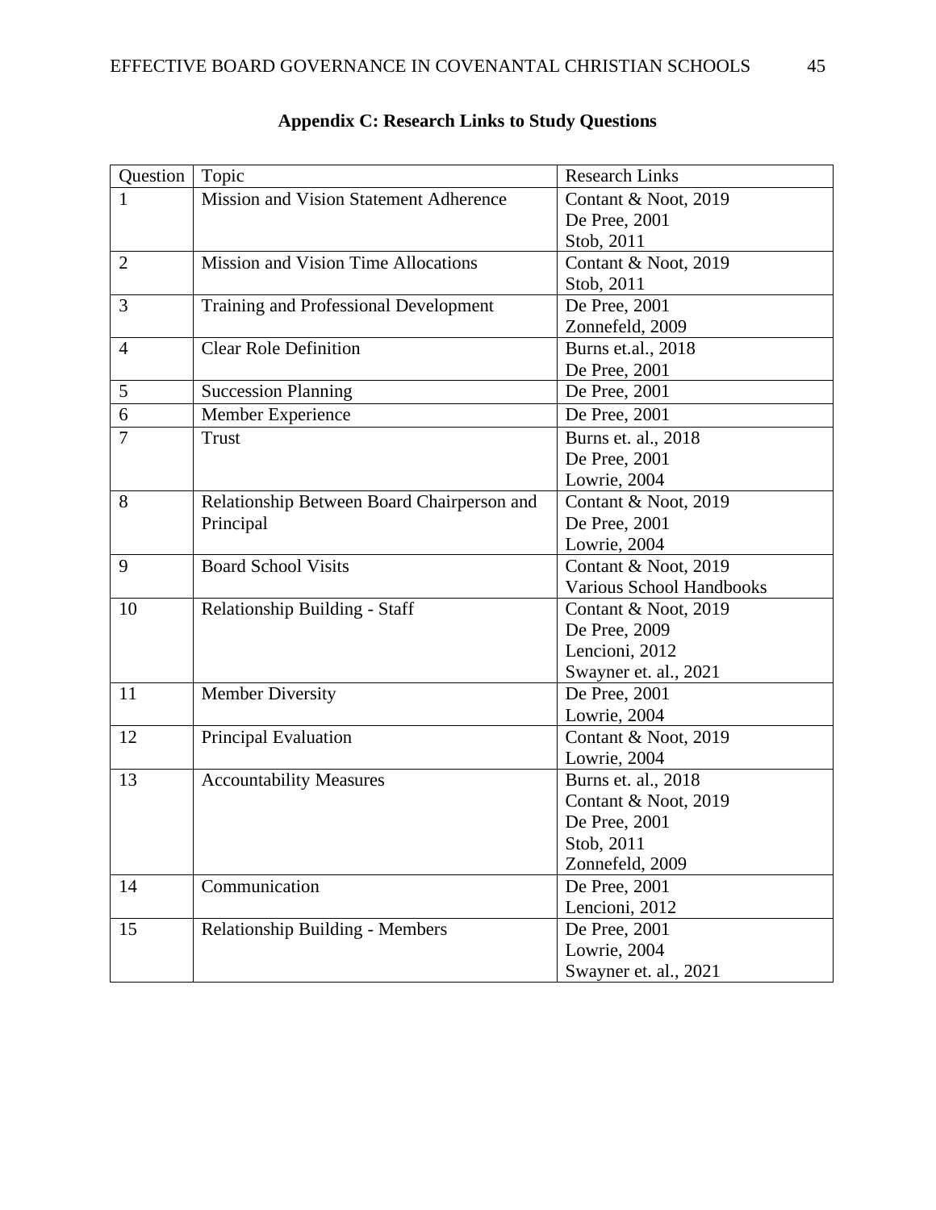## Appendix C: Research Links to Study Questions

| Question | Topic | Research Links |
|---|---|---|
| 1 | Mission and Vision Statement Adherence | Contant & Noot, 2019<br>De Pree, 2001<br>Stob, 2011 |
| 2 | Mission and Vision Time Allocations | Contant & Noot, 2019<br>Stob, 2011 |
| 3 | Training and Professional Development | De Pree, 2001<br>Zonnefeld, 2009 |
| 4 | Clear Role Definition | Burns et.al., 2018<br>De Pree, 2001 |
| 5 | Succession Planning | De Pree, 2001 |
| 6 | Member Experience | De Pree, 2001 |
| 7 | Trust | Burns et. al., 2018<br>De Pree, 2001<br>Lowrie, 2004 |
| 8 | Relationship Between Board Chairperson and Principal | Contant & Noot, 2019<br>De Pree, 2001<br>Lowrie, 2004 |
| 9 | Board School Visits | Contant & Noot, 2019<br>Various School Handbooks |
| 10 | Relationship Building - Staff | Contant & Noot, 2019<br>De Pree, 2009<br>Lencioni, 2012<br>Swayner et. al., 2021 |
| 11 | Member Diversity | De Pree, 2001<br>Lowrie, 2004 |
| 12 | Principal Evaluation | Contant & Noot, 2019<br>Lowrie, 2004 |
| 13 | Accountability Measures | Burns et. al., 2018<br>Contant & Noot, 2019<br>De Pree, 2001<br>Stob, 2011<br>Zonnefeld, 2009 |
| 14 | Communication | De Pree, 2001<br>Lencioni, 2012 |
| 15 | Relationship Building - Members | De Pree, 2001<br>Lowrie, 2004<br>Swayner et. al., 2021 |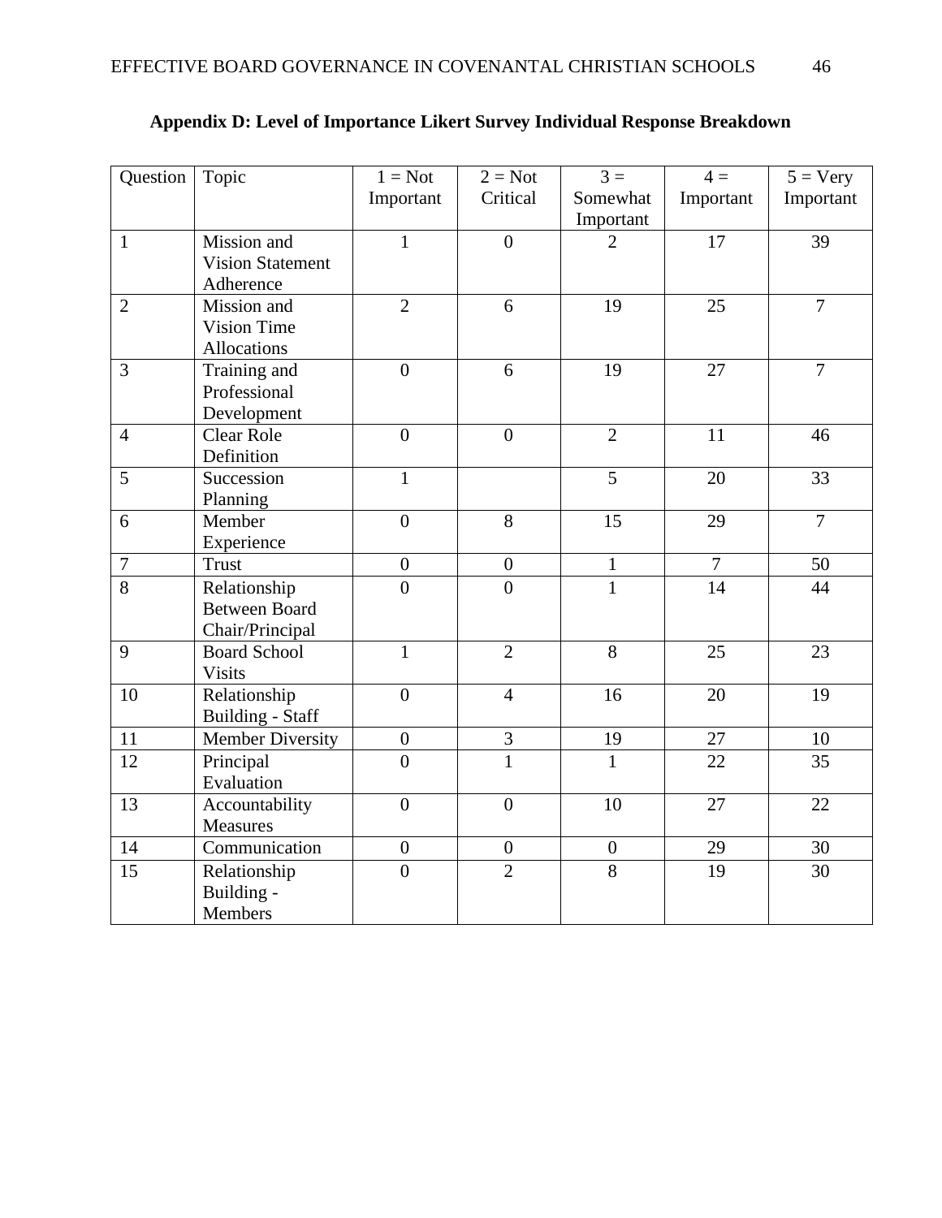**Appendix D: Level of Importance Likert Survey Individual Response Breakdown**

| Question | Topic | 1 = Not Important | 2 = Not Critical | 3 = Somewhat Important | 4 = Important | 5 = Very Important |
|---|---|---|---|---|---|---|
| 1 | Mission and Vision Statement Adherence | 1 | 0 | 2 | 17 | 39 |
| 2 | Mission and Vision Time Allocations | 2 | 6 | 19 | 25 | 7 |
| 3 | Training and Professional Development | 0 | 6 | 19 | 27 | 7 |
| 4 | Clear Role Definition | 0 | 0 | 2 | 11 | 46 |
| 5 | Succession Planning | 1 | | 5 | 20 | 33 |
| 6 | Member Experience | 0 | 8 | 15 | 29 | 7 |
| 7 | Trust | 0 | 0 | 1 | 7 | 50 |
| 8 | Relationship Between Board Chair/Principal | 0 | 0 | 1 | 14 | 44 |
| 9 | Board School Visits | 1 | 2 | 8 | 25 | 23 |
| 10 | Relationship Building - Staff | 0 | 4 | 16 | 20 | 19 |
| 11 | Member Diversity | 0 | 3 | 19 | 27 | 10 |
| 12 | Principal Evaluation | 0 | 1 | 1 | 22 | 35 |
| 13 | Accountability Measures | 0 | 0 | 10 | 27 | 22 |
| 14 | Communication | 0 | 0 | 0 | 29 | 30 |
| 15 | Relationship Building - Members | 0 | 2 | 8 | 19 | 30 |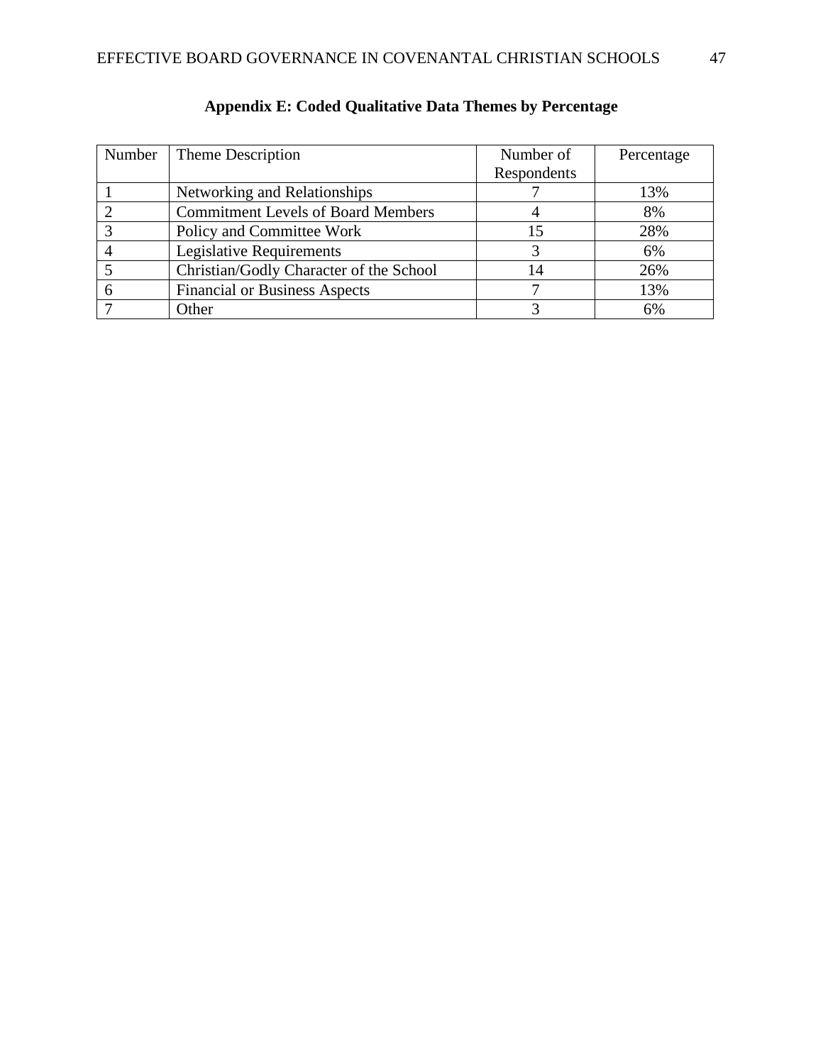## Appendix E: Coded Qualitative Data Themes by Percentage

| Number | Theme Description | Number of Respondents | Percentage |
|---|---|---|---|
| 1 | Networking and Relationships | 7 | 13% |
| 2 | Commitment Levels of Board Members | 4 | 8% |
| 3 | Policy and Committee Work | 15 | 28% |
| 4 | Legislative Requirements | 3 | 6% |
| 5 | Christian/Godly Character of the School | 14 | 26% |
| 6 | Financial or Business Aspects | 7 | 13% |
| 7 | Other | 3 | 6% |